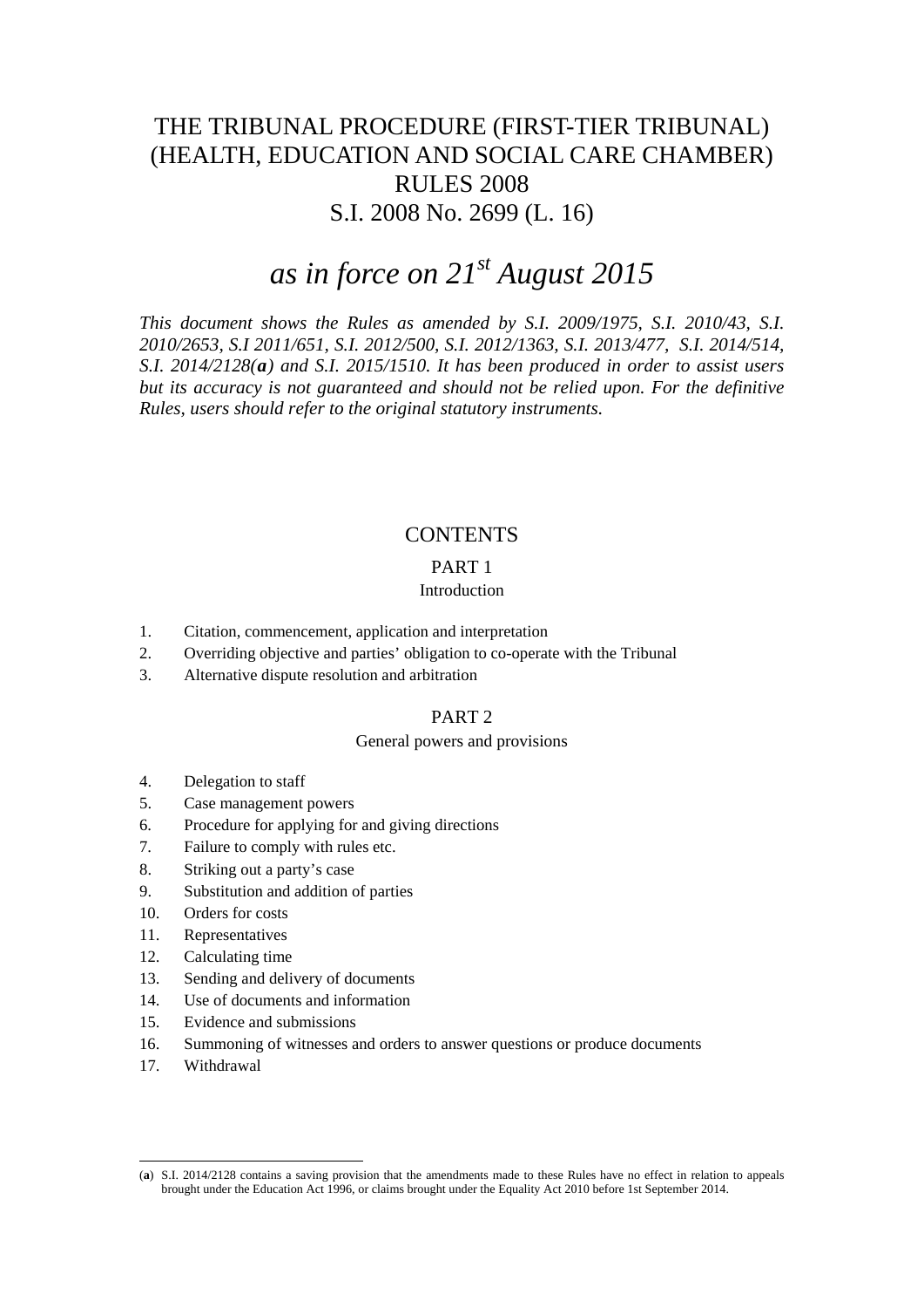# THE TRIBUNAL PROCEDURE (FIRST-TIER TRIBUNAL) (HEALTH, EDUCATION AND SOCIAL CARE CHAMBER) RULES 2008

## S.I. 2008 No. 2699 (L. 16)

## *as in force on 21st August 2015*

*This document shows the Rules as amended by S.I. 2009/1975, S.I. 2010/43, S.I. 2010/2653, S.I 2011/651, S.I. 2012/500, S.I. 2012/1363, S.I. 2013/477, S.I. 2014/514, S.I. 2014/2128(**a**) and S.I. 2015/1510. It has been produced in order to assist users but its accuracy is not guaranteed and should not be relied upon. For the definitive Rules, users should refer to the original statutory instruments.*

## CONTENTS

### PART 1

Introduction

1. Citation, commencement, application and interpretation
2. Overriding objective and parties' obligation to co-operate with the Tribunal
3. Alternative dispute resolution and arbitration

### PART 2

General powers and provisions

4. Delegation to staff
5. Case management powers
6. Procedure for applying for and giving directions
7. Failure to comply with rules etc.
8. Striking out a party's case
9. Substitution and addition of parties
10. Orders for costs
11. Representatives
12. Calculating time
13. Sending and delivery of documents
14. Use of documents and information
15. Evidence and submissions
16. Summoning of witnesses and orders to answer questions or produce documents
17. Withdrawal

---

(**a**) S.I. 2014/2128 contains a saving provision that the amendments made to these Rules have no effect in relation to appeals brought under the Education Act 1996, or claims brought under the Equality Act 2010 before 1st September 2014.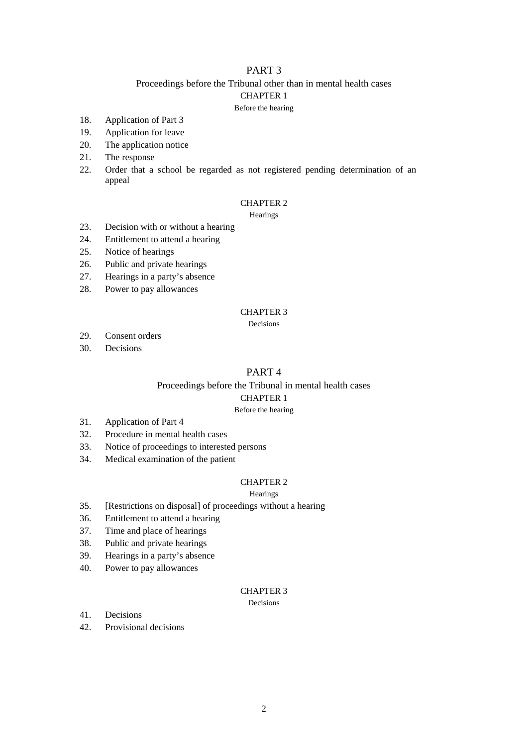## PART 3

### Proceedings before the Tribunal other than in mental health cases

#### CHAPTER 1

Before the hearing

18. Application of Part 3
19. Application for leave
20. The application notice
21. The response
22. Order that a school be regarded as not registered pending determination of an appeal

#### CHAPTER 2

Hearings

23. Decision with or without a hearing
24. Entitlement to attend a hearing
25. Notice of hearings
26. Public and private hearings
27. Hearings in a party's absence
28. Power to pay allowances

#### CHAPTER 3

Decisions

29. Consent orders
30. Decisions

## PART 4

### Proceedings before the Tribunal in mental health cases

#### CHAPTER 1

Before the hearing

31. Application of Part 4
32. Procedure in mental health cases
33. Notice of proceedings to interested persons
34. Medical examination of the patient

#### CHAPTER 2

Hearings

35. [Restrictions on disposal] of proceedings without a hearing
36. Entitlement to attend a hearing
37. Time and place of hearings
38. Public and private hearings
39. Hearings in a party's absence
40. Power to pay allowances

#### CHAPTER 3

Decisions

41. Decisions
42. Provisional decisions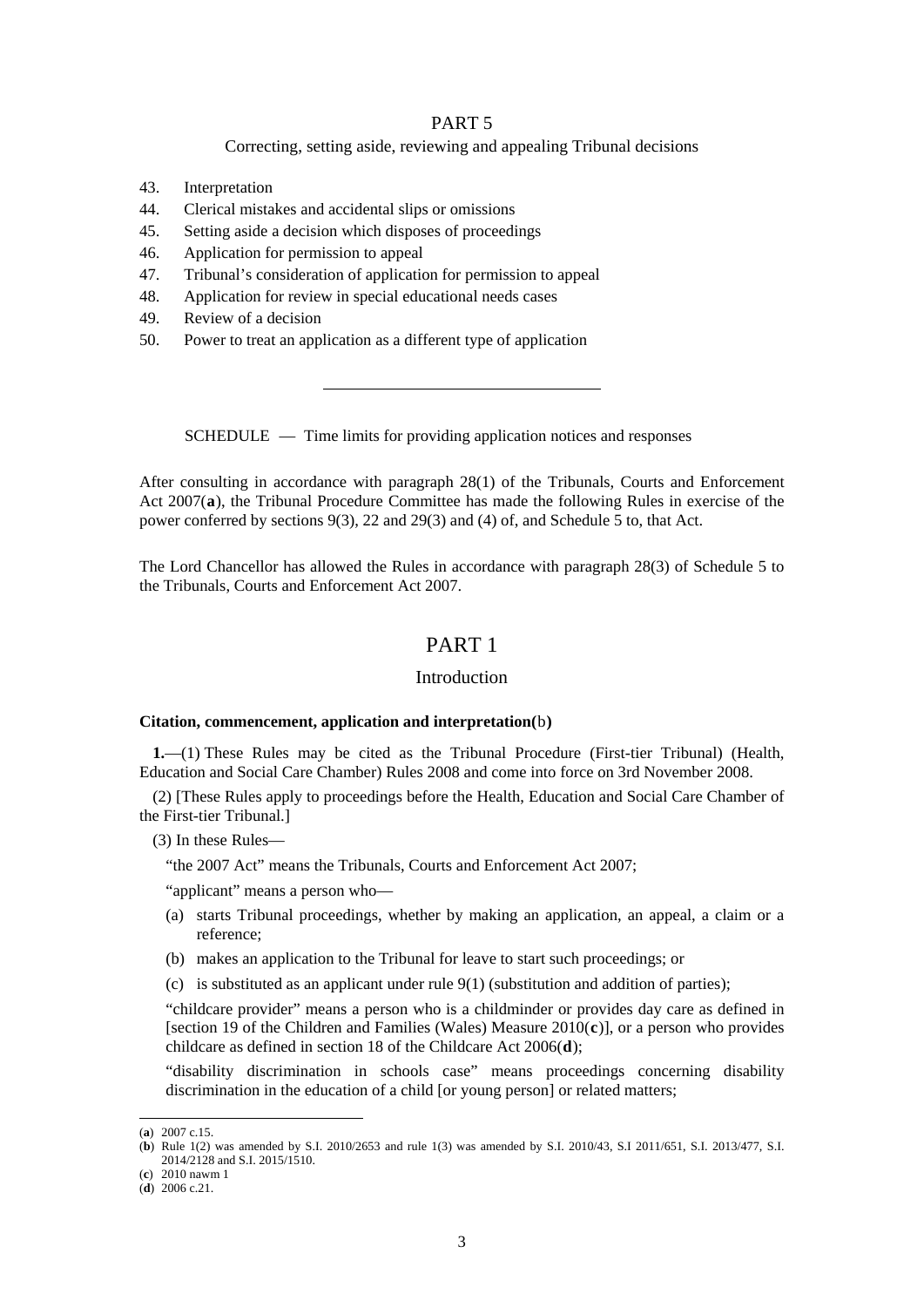## PART 5

Correcting, setting aside, reviewing and appealing Tribunal decisions

43. Interpretation
44. Clerical mistakes and accidental slips or omissions
45. Setting aside a decision which disposes of proceedings
46. Application for permission to appeal
47. Tribunal's consideration of application for permission to appeal
48. Application for review in special educational needs cases
49. Review of a decision
50. Power to treat an application as a different type of application

---

SCHEDULE — Time limits for providing application notices and responses

After consulting in accordance with paragraph 28(1) of the Tribunals, Courts and Enforcement Act 2007(**a**), the Tribunal Procedure Committee has made the following Rules in exercise of the power conferred by sections 9(3), 22 and 29(3) and (4) of, and Schedule 5 to, that Act.

The Lord Chancellor has allowed the Rules in accordance with paragraph 28(3) of Schedule 5 to the Tribunals, Courts and Enforcement Act 2007.

# PART 1

## Introduction

**Citation, commencement, application and interpretation(**b**)**

**1.**—(1) These Rules may be cited as the Tribunal Procedure (First-tier Tribunal) (Health, Education and Social Care Chamber) Rules 2008 and come into force on 3rd November 2008.

(2) [These Rules apply to proceedings before the Health, Education and Social Care Chamber of the First-tier Tribunal.]

(3) In these Rules—

"the 2007 Act" means the Tribunals, Courts and Enforcement Act 2007;

"applicant" means a person who—

(a) starts Tribunal proceedings, whether by making an application, an appeal, a claim or a reference;

(b) makes an application to the Tribunal for leave to start such proceedings; or

(c) is substituted as an applicant under rule 9(1) (substitution and addition of parties);

"childcare provider" means a person who is a childminder or provides day care as defined in [section 19 of the Children and Families (Wales) Measure 2010(**c**)], or a person who provides childcare as defined in section 18 of the Childcare Act 2006(**d**);

"disability discrimination in schools case" means proceedings concerning disability discrimination in the education of a child [or young person] or related matters;

---

(**a**) 2007 c.15.
(**b**) Rule 1(2) was amended by S.I. 2010/2653 and rule 1(3) was amended by S.I. 2010/43, S.I 2011/651, S.I. 2013/477, S.I. 2014/2128 and S.I. 2015/1510.
(**c**) 2010 nawm 1
(**d**) 2006 c.21.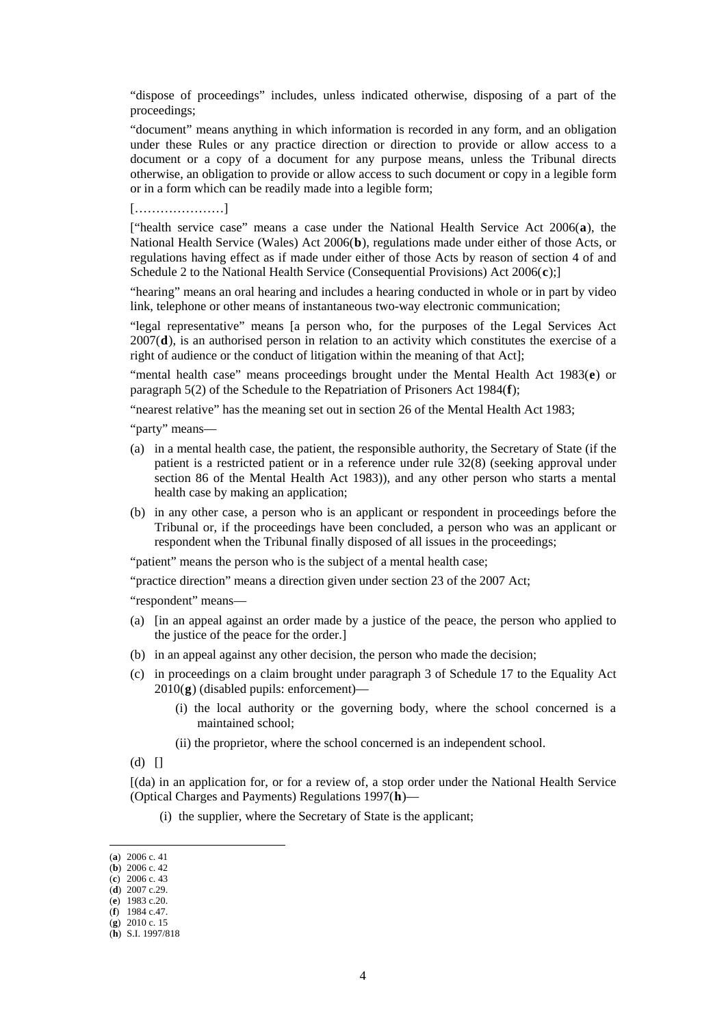"dispose of proceedings" includes, unless indicated otherwise, disposing of a part of the proceedings;

"document" means anything in which information is recorded in any form, and an obligation under these Rules or any practice direction or direction to provide or allow access to a document or a copy of a document for any purpose means, unless the Tribunal directs otherwise, an obligation to provide or allow access to such document or copy in a legible form or in a form which can be readily made into a legible form;

[…………………]

["health service case" means a case under the National Health Service Act 2006(**a**), the National Health Service (Wales) Act 2006(**b**), regulations made under either of those Acts, or regulations having effect as if made under either of those Acts by reason of section 4 of and Schedule 2 to the National Health Service (Consequential Provisions) Act 2006(**c**);]

"hearing" means an oral hearing and includes a hearing conducted in whole or in part by video link, telephone or other means of instantaneous two-way electronic communication;

"legal representative" means [a person who, for the purposes of the Legal Services Act 2007(**d**), is an authorised person in relation to an activity which constitutes the exercise of a right of audience or the conduct of litigation within the meaning of that Act];

"mental health case" means proceedings brought under the Mental Health Act 1983(**e**) or paragraph 5(2) of the Schedule to the Repatriation of Prisoners Act 1984(**f**);

"nearest relative" has the meaning set out in section 26 of the Mental Health Act 1983;

"party" means—

(a) in a mental health case, the patient, the responsible authority, the Secretary of State (if the patient is a restricted patient or in a reference under rule 32(8) (seeking approval under section 86 of the Mental Health Act 1983)), and any other person who starts a mental health case by making an application;

(b) in any other case, a person who is an applicant or respondent in proceedings before the Tribunal or, if the proceedings have been concluded, a person who was an applicant or respondent when the Tribunal finally disposed of all issues in the proceedings;

"patient" means the person who is the subject of a mental health case;

"practice direction" means a direction given under section 23 of the 2007 Act;

"respondent" means—

(a) [in an appeal against an order made by a justice of the peace, the person who applied to the justice of the peace for the order.]

(b) in an appeal against any other decision, the person who made the decision;

(c) in proceedings on a claim brought under paragraph 3 of Schedule 17 to the Equality Act 2010(**g**) (disabled pupils: enforcement)—

    (i) the local authority or the governing body, where the school concerned is a maintained school;

    (ii) the proprietor, where the school concerned is an independent school.

(d) []

[(da) in an application for, or for a review of, a stop order under the National Health Service (Optical Charges and Payments) Regulations 1997(**h**)—

    (i) the supplier, where the Secretary of State is the applicant;

---

(**a**) 2006 c. 41
(**b**) 2006 c. 42
(**c**) 2006 c. 43
(**d**) 2007 c.29.
(**e**) 1983 c.20.
(**f**) 1984 c.47.
(**g**) 2010 c. 15
(**h**) S.I. 1997/818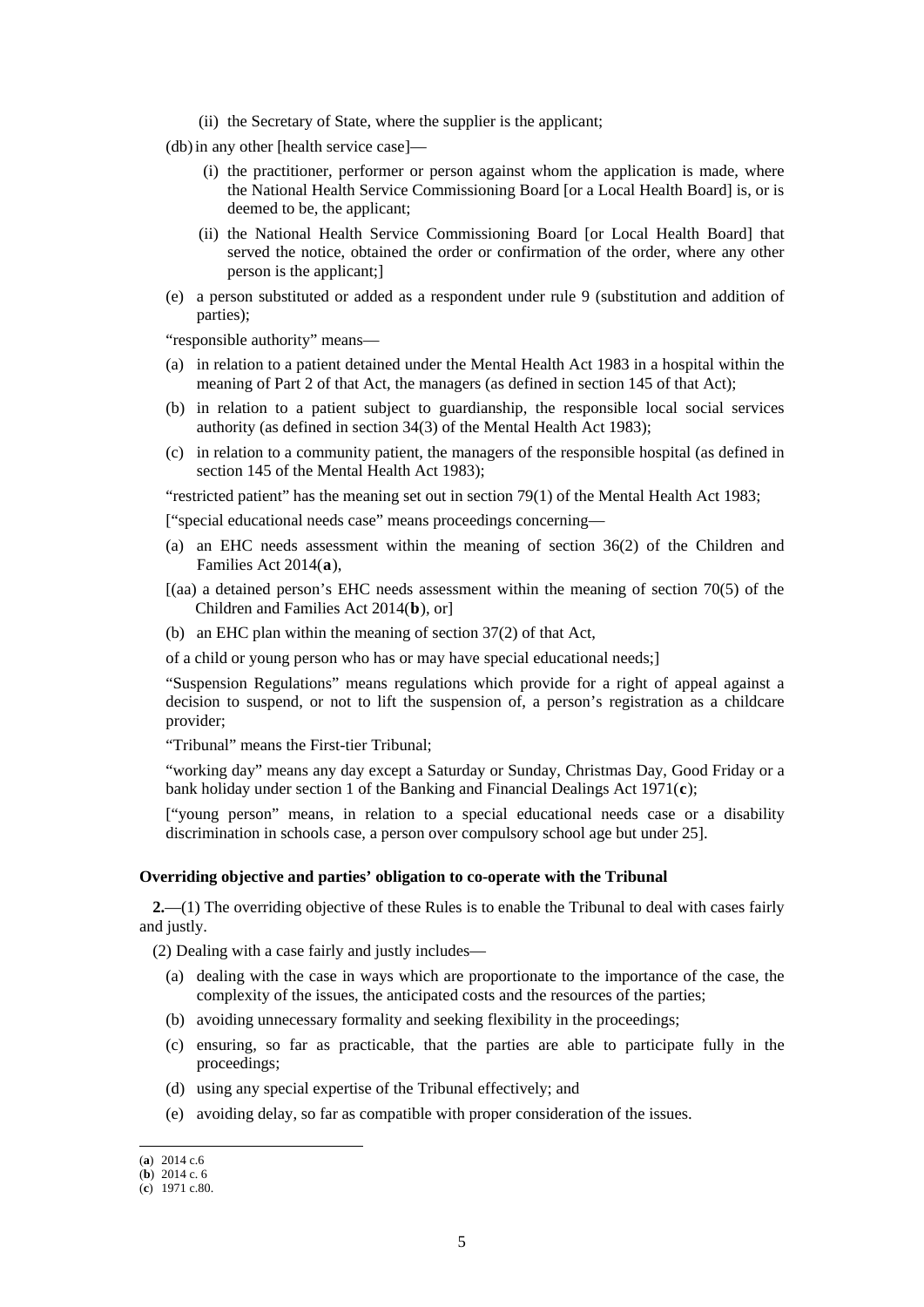(ii) the Secretary of State, where the supplier is the applicant;

(db) in any other [health service case]—

(i) the practitioner, performer or person against whom the application is made, where the National Health Service Commissioning Board [or a Local Health Board] is, or is deemed to be, the applicant;

(ii) the National Health Service Commissioning Board [or Local Health Board] that served the notice, obtained the order or confirmation of the order, where any other person is the applicant;]

(e) a person substituted or added as a respondent under rule 9 (substitution and addition of parties);

"responsible authority" means—

(a) in relation to a patient detained under the Mental Health Act 1983 in a hospital within the meaning of Part 2 of that Act, the managers (as defined in section 145 of that Act);

(b) in relation to a patient subject to guardianship, the responsible local social services authority (as defined in section 34(3) of the Mental Health Act 1983);

(c) in relation to a community patient, the managers of the responsible hospital (as defined in section 145 of the Mental Health Act 1983);

"restricted patient" has the meaning set out in section 79(1) of the Mental Health Act 1983;

["special educational needs case" means proceedings concerning—

(a) an EHC needs assessment within the meaning of section 36(2) of the Children and Families Act 2014(**a**),

[(aa) a detained person's EHC needs assessment within the meaning of section 70(5) of the Children and Families Act 2014(**b**), or]

(b) an EHC plan within the meaning of section 37(2) of that Act,

of a child or young person who has or may have special educational needs;]

"Suspension Regulations" means regulations which provide for a right of appeal against a decision to suspend, or not to lift the suspension of, a person's registration as a childcare provider;

"Tribunal" means the First-tier Tribunal;

"working day" means any day except a Saturday or Sunday, Christmas Day, Good Friday or a bank holiday under section 1 of the Banking and Financial Dealings Act 1971(**c**);

["young person" means, in relation to a special educational needs case or a disability discrimination in schools case, a person over compulsory school age but under 25].

### Overriding objective and parties' obligation to co-operate with the Tribunal

**2.**—(1) The overriding objective of these Rules is to enable the Tribunal to deal with cases fairly and justly.

(2) Dealing with a case fairly and justly includes—

(a) dealing with the case in ways which are proportionate to the importance of the case, the complexity of the issues, the anticipated costs and the resources of the parties;

(b) avoiding unnecessary formality and seeking flexibility in the proceedings;

(c) ensuring, so far as practicable, that the parties are able to participate fully in the proceedings;

(d) using any special expertise of the Tribunal effectively; and

(e) avoiding delay, so far as compatible with proper consideration of the issues.

---

(**a**) 2014 c.6
(**b**) 2014 c. 6
(**c**) 1971 c.80.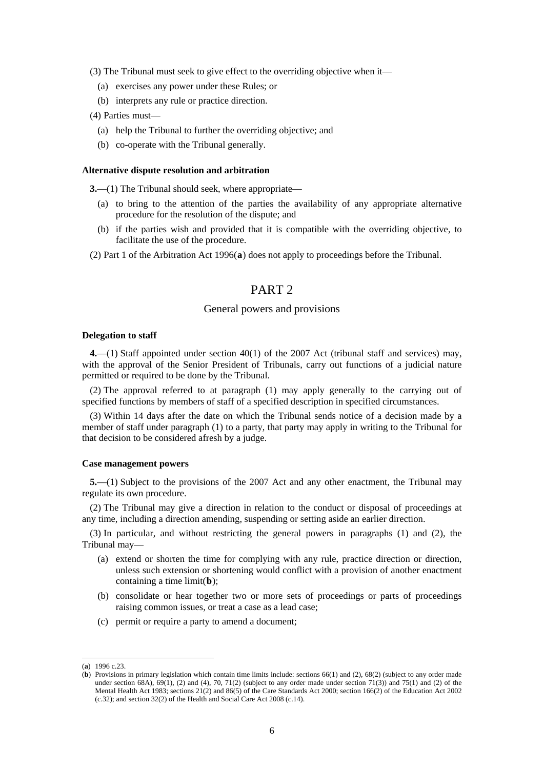(3) The Tribunal must seek to give effect to the overriding objective when it—

(a) exercises any power under these Rules; or

(b) interprets any rule or practice direction.

(4) Parties must—

(a) help the Tribunal to further the overriding objective; and

(b) co-operate with the Tribunal generally.

**Alternative dispute resolution and arbitration**

**3.**—(1) The Tribunal should seek, where appropriate—

(a) to bring to the attention of the parties the availability of any appropriate alternative procedure for the resolution of the dispute; and

(b) if the parties wish and provided that it is compatible with the overriding objective, to facilitate the use of the procedure.

(2) Part 1 of the Arbitration Act 1996(**a**) does not apply to proceedings before the Tribunal.

# PART 2

## General powers and provisions

**Delegation to staff**

**4.**—(1) Staff appointed under section 40(1) of the 2007 Act (tribunal staff and services) may, with the approval of the Senior President of Tribunals, carry out functions of a judicial nature permitted or required to be done by the Tribunal.

(2) The approval referred to at paragraph (1) may apply generally to the carrying out of specified functions by members of staff of a specified description in specified circumstances.

(3) Within 14 days after the date on which the Tribunal sends notice of a decision made by a member of staff under paragraph (1) to a party, that party may apply in writing to the Tribunal for that decision to be considered afresh by a judge.

**Case management powers**

**5.**—(1) Subject to the provisions of the 2007 Act and any other enactment, the Tribunal may regulate its own procedure.

(2) The Tribunal may give a direction in relation to the conduct or disposal of proceedings at any time, including a direction amending, suspending or setting aside an earlier direction.

(3) In particular, and without restricting the general powers in paragraphs (1) and (2), the Tribunal may—

(a) extend or shorten the time for complying with any rule, practice direction or direction, unless such extension or shortening would conflict with a provision of another enactment containing a time limit(**b**);

(b) consolidate or hear together two or more sets of proceedings or parts of proceedings raising common issues, or treat a case as a lead case;

(c) permit or require a party to amend a document;

---

(**a**) 1996 c.23.

(**b**) Provisions in primary legislation which contain time limits include: sections 66(1) and (2), 68(2) (subject to any order made under section 68A), 69(1), (2) and (4), 70, 71(2) (subject to any order made under section 71(3)) and 75(1) and (2) of the Mental Health Act 1983; sections 21(2) and 86(5) of the Care Standards Act 2000; section 166(2) of the Education Act 2002 (c.32); and section 32(2) of the Health and Social Care Act 2008 (c.14).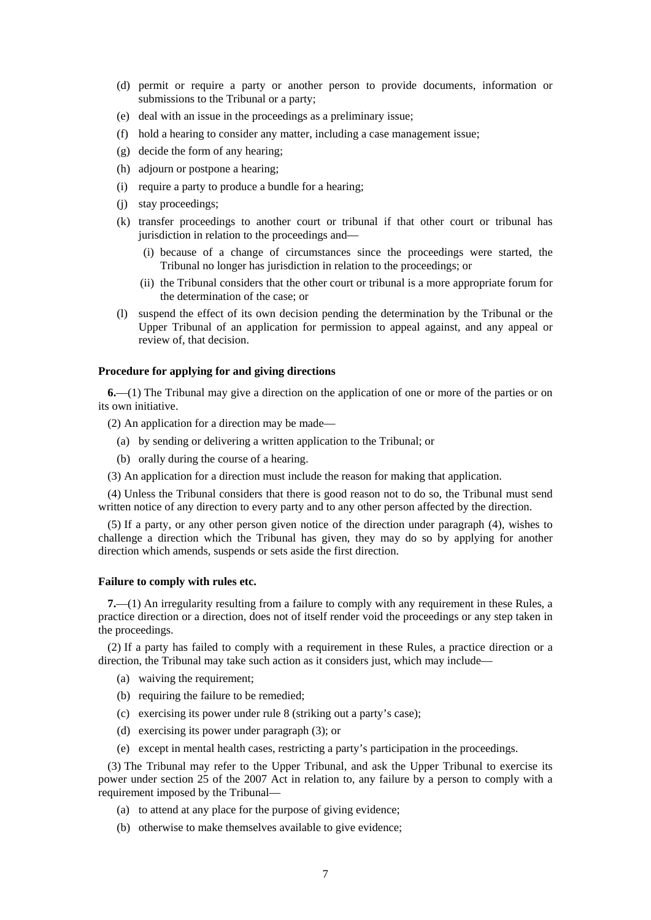(d) permit or require a party or another person to provide documents, information or submissions to the Tribunal or a party;

(e) deal with an issue in the proceedings as a preliminary issue;

(f) hold a hearing to consider any matter, including a case management issue;

(g) decide the form of any hearing;

(h) adjourn or postpone a hearing;

(i) require a party to produce a bundle for a hearing;

(j) stay proceedings;

(k) transfer proceedings to another court or tribunal if that other court or tribunal has jurisdiction in relation to the proceedings and—

   (i) because of a change of circumstances since the proceedings were started, the Tribunal no longer has jurisdiction in relation to the proceedings; or

   (ii) the Tribunal considers that the other court or tribunal is a more appropriate forum for the determination of the case; or

(l) suspend the effect of its own decision pending the determination by the Tribunal or the Upper Tribunal of an application for permission to appeal against, and any appeal or review of, that decision.

**Procedure for applying for and giving directions**

**6.**—(1) The Tribunal may give a direction on the application of one or more of the parties or on its own initiative.

(2) An application for a direction may be made—

(a) by sending or delivering a written application to the Tribunal; or

(b) orally during the course of a hearing.

(3) An application for a direction must include the reason for making that application.

(4) Unless the Tribunal considers that there is good reason not to do so, the Tribunal must send written notice of any direction to every party and to any other person affected by the direction.

(5) If a party, or any other person given notice of the direction under paragraph (4), wishes to challenge a direction which the Tribunal has given, they may do so by applying for another direction which amends, suspends or sets aside the first direction.

**Failure to comply with rules etc.**

**7.**—(1) An irregularity resulting from a failure to comply with any requirement in these Rules, a practice direction or a direction, does not of itself render void the proceedings or any step taken in the proceedings.

(2) If a party has failed to comply with a requirement in these Rules, a practice direction or a direction, the Tribunal may take such action as it considers just, which may include—

(a) waiving the requirement;

(b) requiring the failure to be remedied;

(c) exercising its power under rule 8 (striking out a party's case);

(d) exercising its power under paragraph (3); or

(e) except in mental health cases, restricting a party's participation in the proceedings.

(3) The Tribunal may refer to the Upper Tribunal, and ask the Upper Tribunal to exercise its power under section 25 of the 2007 Act in relation to, any failure by a person to comply with a requirement imposed by the Tribunal—

(a) to attend at any place for the purpose of giving evidence;

(b) otherwise to make themselves available to give evidence;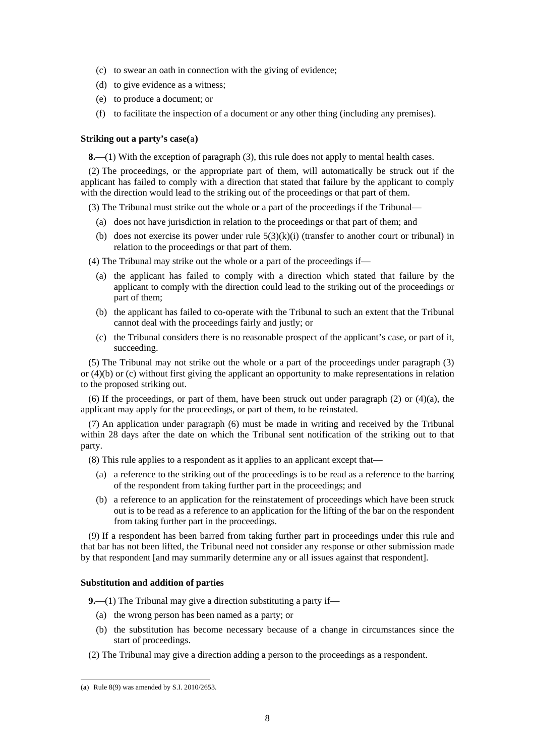(c) to swear an oath in connection with the giving of evidence;

(d) to give evidence as a witness;

(e) to produce a document; or

(f) to facilitate the inspection of a document or any other thing (including any premises).

**Striking out a party's case**(a)

**8.**—(1) With the exception of paragraph (3), this rule does not apply to mental health cases.

(2) The proceedings, or the appropriate part of them, will automatically be struck out if the applicant has failed to comply with a direction that stated that failure by the applicant to comply with the direction would lead to the striking out of the proceedings or that part of them.

(3) The Tribunal must strike out the whole or a part of the proceedings if the Tribunal—

(a) does not have jurisdiction in relation to the proceedings or that part of them; and

(b) does not exercise its power under rule 5(3)(k)(i) (transfer to another court or tribunal) in relation to the proceedings or that part of them.

(4) The Tribunal may strike out the whole or a part of the proceedings if—

(a) the applicant has failed to comply with a direction which stated that failure by the applicant to comply with the direction could lead to the striking out of the proceedings or part of them;

(b) the applicant has failed to co-operate with the Tribunal to such an extent that the Tribunal cannot deal with the proceedings fairly and justly; or

(c) the Tribunal considers there is no reasonable prospect of the applicant's case, or part of it, succeeding.

(5) The Tribunal may not strike out the whole or a part of the proceedings under paragraph (3) or (4)(b) or (c) without first giving the applicant an opportunity to make representations in relation to the proposed striking out.

(6) If the proceedings, or part of them, have been struck out under paragraph (2) or (4)(a), the applicant may apply for the proceedings, or part of them, to be reinstated.

(7) An application under paragraph (6) must be made in writing and received by the Tribunal within 28 days after the date on which the Tribunal sent notification of the striking out to that party.

(8) This rule applies to a respondent as it applies to an applicant except that—

(a) a reference to the striking out of the proceedings is to be read as a reference to the barring of the respondent from taking further part in the proceedings; and

(b) a reference to an application for the reinstatement of proceedings which have been struck out is to be read as a reference to an application for the lifting of the bar on the respondent from taking further part in the proceedings.

(9) If a respondent has been barred from taking further part in proceedings under this rule and that bar has not been lifted, the Tribunal need not consider any response or other submission made by that respondent [and may summarily determine any or all issues against that respondent].

**Substitution and addition of parties**

**9.**—(1) The Tribunal may give a direction substituting a party if—

(a) the wrong person has been named as a party; or

(b) the substitution has become necessary because of a change in circumstances since the start of proceedings.

(2) The Tribunal may give a direction adding a person to the proceedings as a respondent.

---

(**a**) Rule 8(9) was amended by S.I. 2010/2653.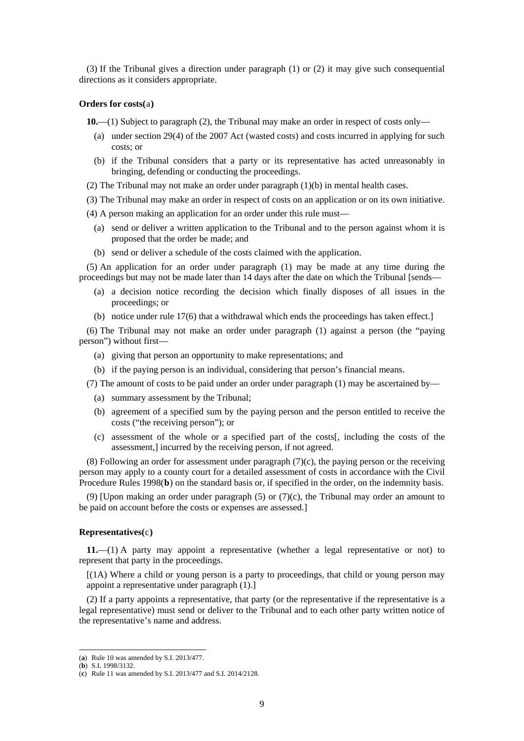(3) If the Tribunal gives a direction under paragraph (1) or (2) it may give such consequential directions as it considers appropriate.

**Orders for costs(a)**

**10.**—(1) Subject to paragraph (2), the Tribunal may make an order in respect of costs only—

(a) under section 29(4) of the 2007 Act (wasted costs) and costs incurred in applying for such costs; or

(b) if the Tribunal considers that a party or its representative has acted unreasonably in bringing, defending or conducting the proceedings.

(2) The Tribunal may not make an order under paragraph (1)(b) in mental health cases.

(3) The Tribunal may make an order in respect of costs on an application or on its own initiative.

(4) A person making an application for an order under this rule must—

(a) send or deliver a written application to the Tribunal and to the person against whom it is proposed that the order be made; and

(b) send or deliver a schedule of the costs claimed with the application.

(5) An application for an order under paragraph (1) may be made at any time during the proceedings but may not be made later than 14 days after the date on which the Tribunal [sends—

(a) a decision notice recording the decision which finally disposes of all issues in the proceedings; or

(b) notice under rule 17(6) that a withdrawal which ends the proceedings has taken effect.]

(6) The Tribunal may not make an order under paragraph (1) against a person (the "paying person") without first—

(a) giving that person an opportunity to make representations; and

(b) if the paying person is an individual, considering that person's financial means.

(7) The amount of costs to be paid under an order under paragraph (1) may be ascertained by—

(a) summary assessment by the Tribunal;

(b) agreement of a specified sum by the paying person and the person entitled to receive the costs ("the receiving person"); or

(c) assessment of the whole or a specified part of the costs[, including the costs of the assessment,] incurred by the receiving person, if not agreed.

(8) Following an order for assessment under paragraph (7)(c), the paying person or the receiving person may apply to a county court for a detailed assessment of costs in accordance with the Civil Procedure Rules 1998(**b**) on the standard basis or, if specified in the order, on the indemnity basis.

(9) [Upon making an order under paragraph (5) or (7)(c), the Tribunal may order an amount to be paid on account before the costs or expenses are assessed.]

**Representatives(c)**

**11.**—(1) A party may appoint a representative (whether a legal representative or not) to represent that party in the proceedings.

[(1A) Where a child or young person is a party to proceedings, that child or young person may appoint a representative under paragraph (1).]

(2) If a party appoints a representative, that party (or the representative if the representative is a legal representative) must send or deliver to the Tribunal and to each other party written notice of the representative's name and address.

---

(**a**) Rule 10 was amended by S.I. 2013/477.

(**b**) S.I. 1998/3132.

(**c**) Rule 11 was amended by S.I. 2013/477 and S.I. 2014/2128.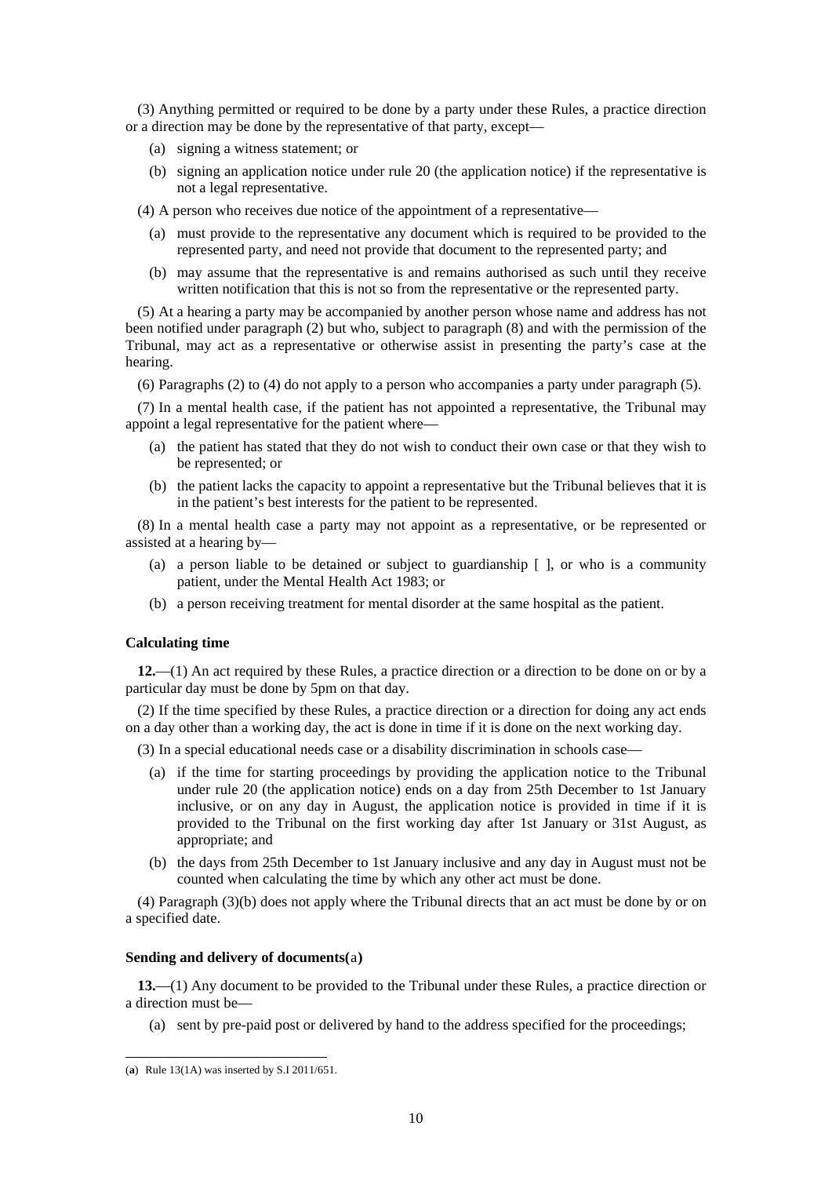(3) Anything permitted or required to be done by a party under these Rules, a practice direction or a direction may be done by the representative of that party, except—

(a) signing a witness statement; or

(b) signing an application notice under rule 20 (the application notice) if the representative is not a legal representative.

(4) A person who receives due notice of the appointment of a representative—

(a) must provide to the representative any document which is required to be provided to the represented party, and need not provide that document to the represented party; and

(b) may assume that the representative is and remains authorised as such until they receive written notification that this is not so from the representative or the represented party.

(5) At a hearing a party may be accompanied by another person whose name and address has not been notified under paragraph (2) but who, subject to paragraph (8) and with the permission of the Tribunal, may act as a representative or otherwise assist in presenting the party's case at the hearing.

(6) Paragraphs (2) to (4) do not apply to a person who accompanies a party under paragraph (5).

(7) In a mental health case, if the patient has not appointed a representative, the Tribunal may appoint a legal representative for the patient where—

(a) the patient has stated that they do not wish to conduct their own case or that they wish to be represented; or

(b) the patient lacks the capacity to appoint a representative but the Tribunal believes that it is in the patient's best interests for the patient to be represented.

(8) In a mental health case a party may not appoint as a representative, or be represented or assisted at a hearing by—

(a) a person liable to be detained or subject to guardianship [ ], or who is a community patient, under the Mental Health Act 1983; or

(b) a person receiving treatment for mental disorder at the same hospital as the patient.

**Calculating time**

**12.**—(1) An act required by these Rules, a practice direction or a direction to be done on or by a particular day must be done by 5pm on that day.

(2) If the time specified by these Rules, a practice direction or a direction for doing any act ends on a day other than a working day, the act is done in time if it is done on the next working day.

(3) In a special educational needs case or a disability discrimination in schools case—

(a) if the time for starting proceedings by providing the application notice to the Tribunal under rule 20 (the application notice) ends on a day from 25th December to 1st January inclusive, or on any day in August, the application notice is provided in time if it is provided to the Tribunal on the first working day after 1st January or 31st August, as appropriate; and

(b) the days from 25th December to 1st January inclusive and any day in August must not be counted when calculating the time by which any other act must be done.

(4) Paragraph (3)(b) does not apply where the Tribunal directs that an act must be done by or on a specified date.

**Sending and delivery of documents**(a)

**13.**—(1) Any document to be provided to the Tribunal under these Rules, a practice direction or a direction must be—

(a) sent by pre-paid post or delivered by hand to the address specified for the proceedings;

---

(**a**) Rule 13(1A) was inserted by S.I 2011/651.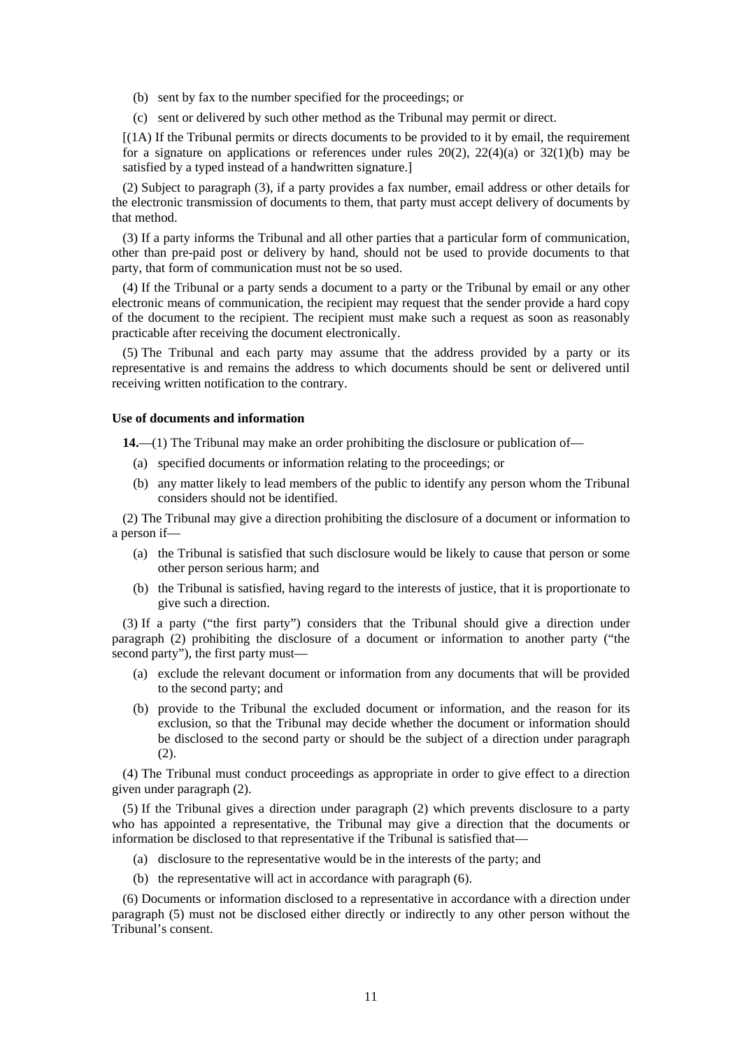(b) sent by fax to the number specified for the proceedings; or

(c) sent or delivered by such other method as the Tribunal may permit or direct.

[(1A) If the Tribunal permits or directs documents to be provided to it by email, the requirement for a signature on applications or references under rules 20(2), 22(4)(a) or 32(1)(b) may be satisfied by a typed instead of a handwritten signature.]

(2) Subject to paragraph (3), if a party provides a fax number, email address or other details for the electronic transmission of documents to them, that party must accept delivery of documents by that method.

(3) If a party informs the Tribunal and all other parties that a particular form of communication, other than pre-paid post or delivery by hand, should not be used to provide documents to that party, that form of communication must not be so used.

(4) If the Tribunal or a party sends a document to a party or the Tribunal by email or any other electronic means of communication, the recipient may request that the sender provide a hard copy of the document to the recipient. The recipient must make such a request as soon as reasonably practicable after receiving the document electronically.

(5) The Tribunal and each party may assume that the address provided by a party or its representative is and remains the address to which documents should be sent or delivered until receiving written notification to the contrary.

**Use of documents and information**

**14.**—(1) The Tribunal may make an order prohibiting the disclosure or publication of—

(a) specified documents or information relating to the proceedings; or

(b) any matter likely to lead members of the public to identify any person whom the Tribunal considers should not be identified.

(2) The Tribunal may give a direction prohibiting the disclosure of a document or information to a person if—

(a) the Tribunal is satisfied that such disclosure would be likely to cause that person or some other person serious harm; and

(b) the Tribunal is satisfied, having regard to the interests of justice, that it is proportionate to give such a direction.

(3) If a party ("the first party") considers that the Tribunal should give a direction under paragraph (2) prohibiting the disclosure of a document or information to another party ("the second party"), the first party must—

(a) exclude the relevant document or information from any documents that will be provided to the second party; and

(b) provide to the Tribunal the excluded document or information, and the reason for its exclusion, so that the Tribunal may decide whether the document or information should be disclosed to the second party or should be the subject of a direction under paragraph (2).

(4) The Tribunal must conduct proceedings as appropriate in order to give effect to a direction given under paragraph (2).

(5) If the Tribunal gives a direction under paragraph (2) which prevents disclosure to a party who has appointed a representative, the Tribunal may give a direction that the documents or information be disclosed to that representative if the Tribunal is satisfied that—

(a) disclosure to the representative would be in the interests of the party; and

(b) the representative will act in accordance with paragraph (6).

(6) Documents or information disclosed to a representative in accordance with a direction under paragraph (5) must not be disclosed either directly or indirectly to any other person without the Tribunal's consent.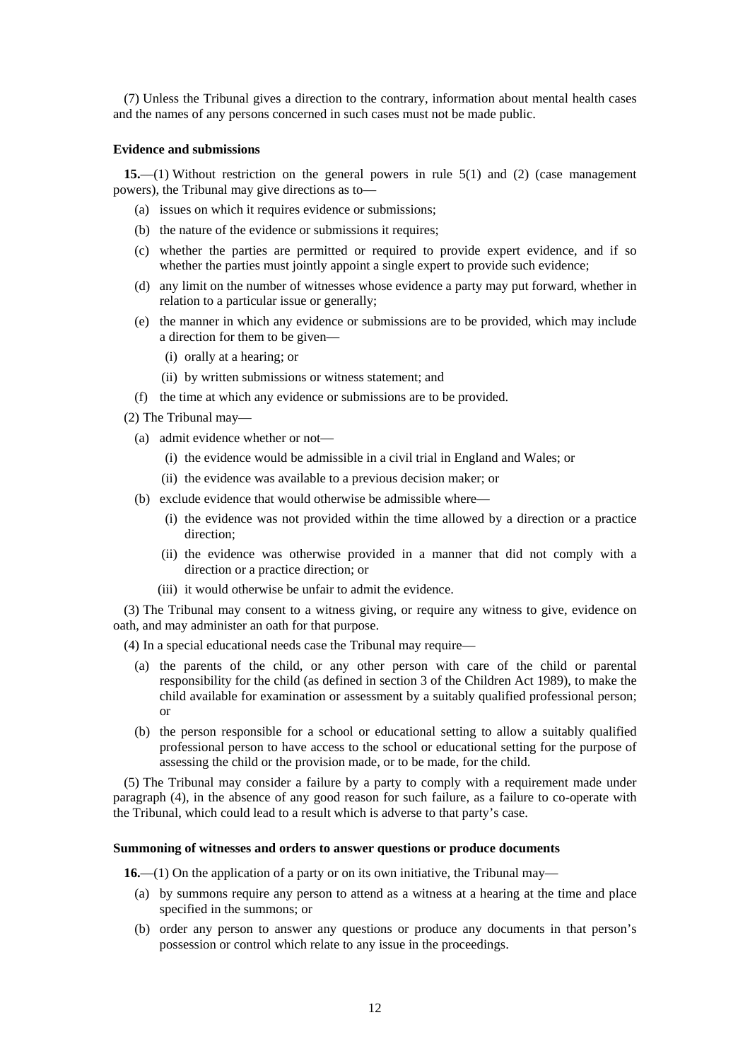(7) Unless the Tribunal gives a direction to the contrary, information about mental health cases and the names of any persons concerned in such cases must not be made public.

**Evidence and submissions**

**15.**—(1) Without restriction on the general powers in rule 5(1) and (2) (case management powers), the Tribunal may give directions as to—

- (a) issues on which it requires evidence or submissions;
- (b) the nature of the evidence or submissions it requires;
- (c) whether the parties are permitted or required to provide expert evidence, and if so whether the parties must jointly appoint a single expert to provide such evidence;
- (d) any limit on the number of witnesses whose evidence a party may put forward, whether in relation to a particular issue or generally;
- (e) the manner in which any evidence or submissions are to be provided, which may include a direction for them to be given—
  - (i) orally at a hearing; or
  - (ii) by written submissions or witness statement; and
- (f) the time at which any evidence or submissions are to be provided.

(2) The Tribunal may—

- (a) admit evidence whether or not—
  - (i) the evidence would be admissible in a civil trial in England and Wales; or
  - (ii) the evidence was available to a previous decision maker; or
- (b) exclude evidence that would otherwise be admissible where—
  - (i) the evidence was not provided within the time allowed by a direction or a practice direction;
  - (ii) the evidence was otherwise provided in a manner that did not comply with a direction or a practice direction; or
  - (iii) it would otherwise be unfair to admit the evidence.

(3) The Tribunal may consent to a witness giving, or require any witness to give, evidence on oath, and may administer an oath for that purpose.

(4) In a special educational needs case the Tribunal may require—

- (a) the parents of the child, or any other person with care of the child or parental responsibility for the child (as defined in section 3 of the Children Act 1989), to make the child available for examination or assessment by a suitably qualified professional person; or
- (b) the person responsible for a school or educational setting to allow a suitably qualified professional person to have access to the school or educational setting for the purpose of assessing the child or the provision made, or to be made, for the child.

(5) The Tribunal may consider a failure by a party to comply with a requirement made under paragraph (4), in the absence of any good reason for such failure, as a failure to co-operate with the Tribunal, which could lead to a result which is adverse to that party's case.

**Summoning of witnesses and orders to answer questions or produce documents**

**16.**—(1) On the application of a party or on its own initiative, the Tribunal may—

- (a) by summons require any person to attend as a witness at a hearing at the time and place specified in the summons; or
- (b) order any person to answer any questions or produce any documents in that person's possession or control which relate to any issue in the proceedings.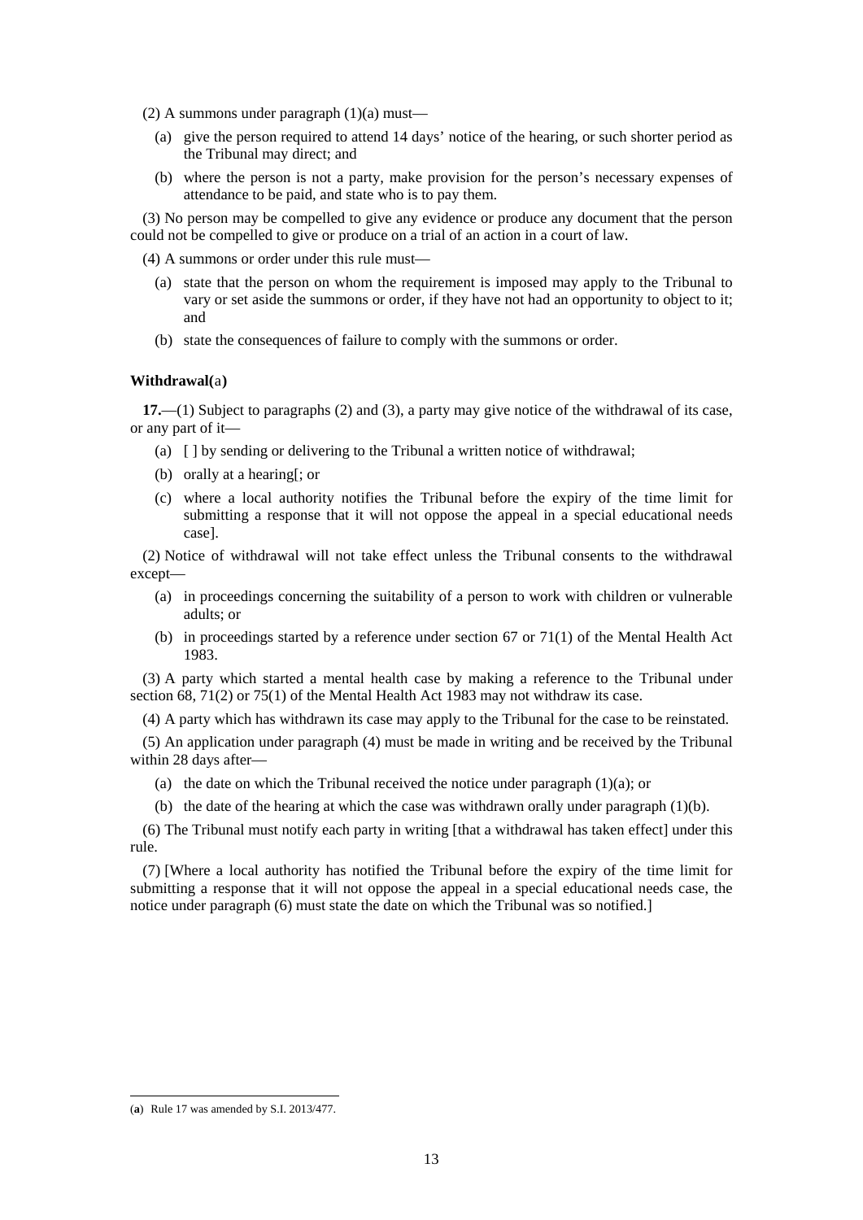(2) A summons under paragraph (1)(a) must—

(a) give the person required to attend 14 days' notice of the hearing, or such shorter period as the Tribunal may direct; and

(b) where the person is not a party, make provision for the person's necessary expenses of attendance to be paid, and state who is to pay them.

(3) No person may be compelled to give any evidence or produce any document that the person could not be compelled to give or produce on a trial of an action in a court of law.

(4) A summons or order under this rule must—

(a) state that the person on whom the requirement is imposed may apply to the Tribunal to vary or set aside the summons or order, if they have not had an opportunity to object to it; and

(b) state the consequences of failure to comply with the summons or order.

**Withdrawal(a)**

**17.**—(1) Subject to paragraphs (2) and (3), a party may give notice of the withdrawal of its case, or any part of it—

(a) [ ] by sending or delivering to the Tribunal a written notice of withdrawal;

(b) orally at a hearing[; or

(c) where a local authority notifies the Tribunal before the expiry of the time limit for submitting a response that it will not oppose the appeal in a special educational needs case].

(2) Notice of withdrawal will not take effect unless the Tribunal consents to the withdrawal except—

(a) in proceedings concerning the suitability of a person to work with children or vulnerable adults; or

(b) in proceedings started by a reference under section 67 or 71(1) of the Mental Health Act 1983.

(3) A party which started a mental health case by making a reference to the Tribunal under section 68, 71(2) or 75(1) of the Mental Health Act 1983 may not withdraw its case.

(4) A party which has withdrawn its case may apply to the Tribunal for the case to be reinstated.

(5) An application under paragraph (4) must be made in writing and be received by the Tribunal within 28 days after—

(a) the date on which the Tribunal received the notice under paragraph (1)(a); or

(b) the date of the hearing at which the case was withdrawn orally under paragraph (1)(b).

(6) The Tribunal must notify each party in writing [that a withdrawal has taken effect] under this rule.

(7) [Where a local authority has notified the Tribunal before the expiry of the time limit for submitting a response that it will not oppose the appeal in a special educational needs case, the notice under paragraph (6) must state the date on which the Tribunal was so notified.]

---

(**a**) Rule 17 was amended by S.I. 2013/477.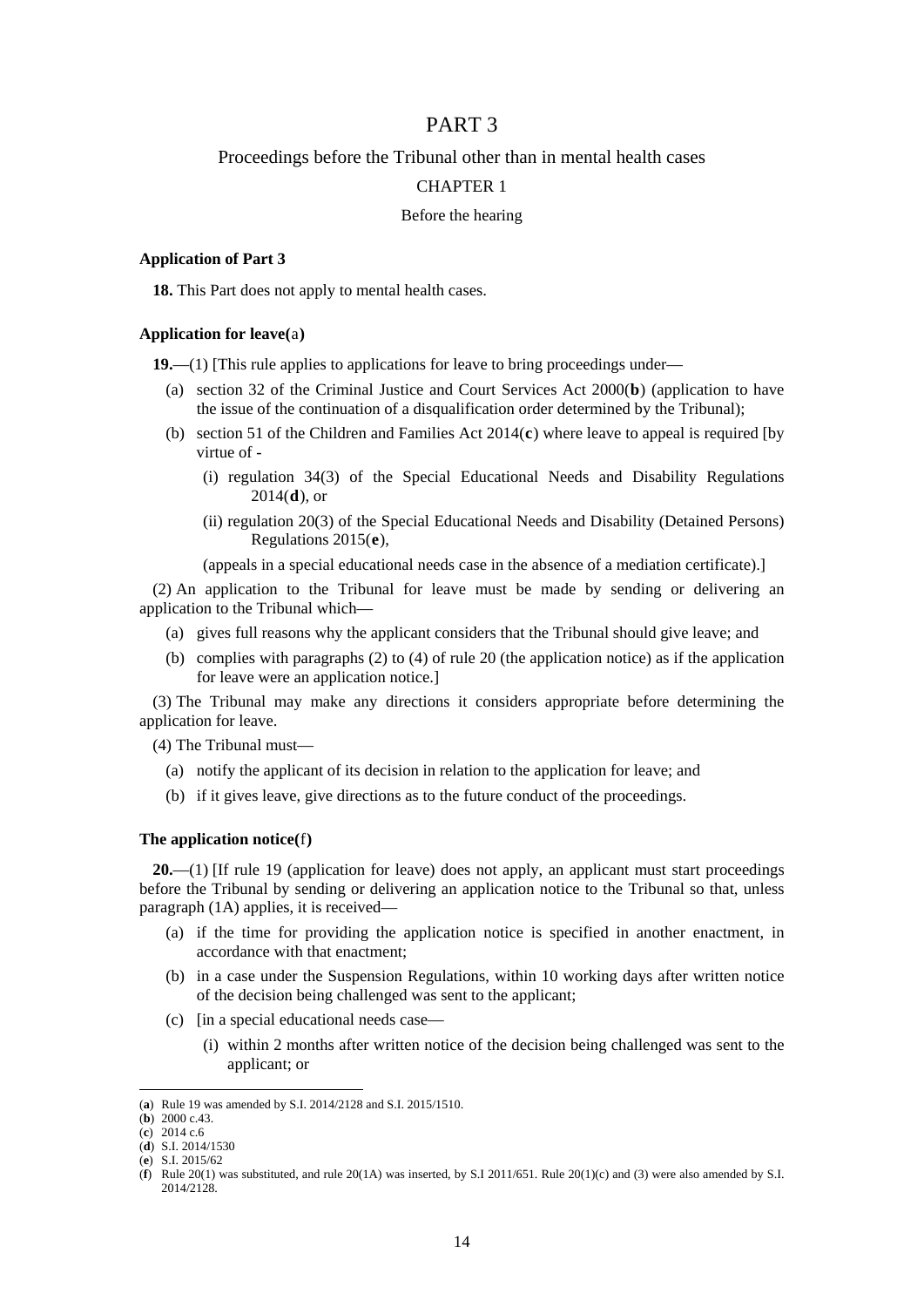# PART 3

## Proceedings before the Tribunal other than in mental health cases

### CHAPTER 1

### Before the hearing

**Application of Part 3**

**18.** This Part does not apply to mental health cases.

**Application for leave(a)**

**19.**—(1) [This rule applies to applications for leave to bring proceedings under—

(a) section 32 of the Criminal Justice and Court Services Act 2000(**b**) (application to have the issue of the continuation of a disqualification order determined by the Tribunal);

(b) section 51 of the Children and Families Act 2014(**c**) where leave to appeal is required [by virtue of -

(i) regulation 34(3) of the Special Educational Needs and Disability Regulations 2014(**d**), or

(ii) regulation 20(3) of the Special Educational Needs and Disability (Detained Persons) Regulations 2015(**e**),

(appeals in a special educational needs case in the absence of a mediation certificate).]

(2) An application to the Tribunal for leave must be made by sending or delivering an application to the Tribunal which—

(a) gives full reasons why the applicant considers that the Tribunal should give leave; and

(b) complies with paragraphs (2) to (4) of rule 20 (the application notice) as if the application for leave were an application notice.]

(3) The Tribunal may make any directions it considers appropriate before determining the application for leave.

(4) The Tribunal must—

(a) notify the applicant of its decision in relation to the application for leave; and

(b) if it gives leave, give directions as to the future conduct of the proceedings.

**The application notice(f)**

**20.**—(1) [If rule 19 (application for leave) does not apply, an applicant must start proceedings before the Tribunal by sending or delivering an application notice to the Tribunal so that, unless paragraph (1A) applies, it is received—

(a) if the time for providing the application notice is specified in another enactment, in accordance with that enactment;

(b) in a case under the Suspension Regulations, within 10 working days after written notice of the decision being challenged was sent to the applicant;

(c) [in a special educational needs case—

(i) within 2 months after written notice of the decision being challenged was sent to the applicant; or

---

(**a**) Rule 19 was amended by S.I. 2014/2128 and S.I. 2015/1510.
(**b**) 2000 c.43.
(**c**) 2014 c.6
(**d**) S.I. 2014/1530
(**e**) S.I. 2015/62
(**f**) Rule 20(1) was substituted, and rule 20(1A) was inserted, by S.I 2011/651. Rule 20(1)(c) and (3) were also amended by S.I. 2014/2128.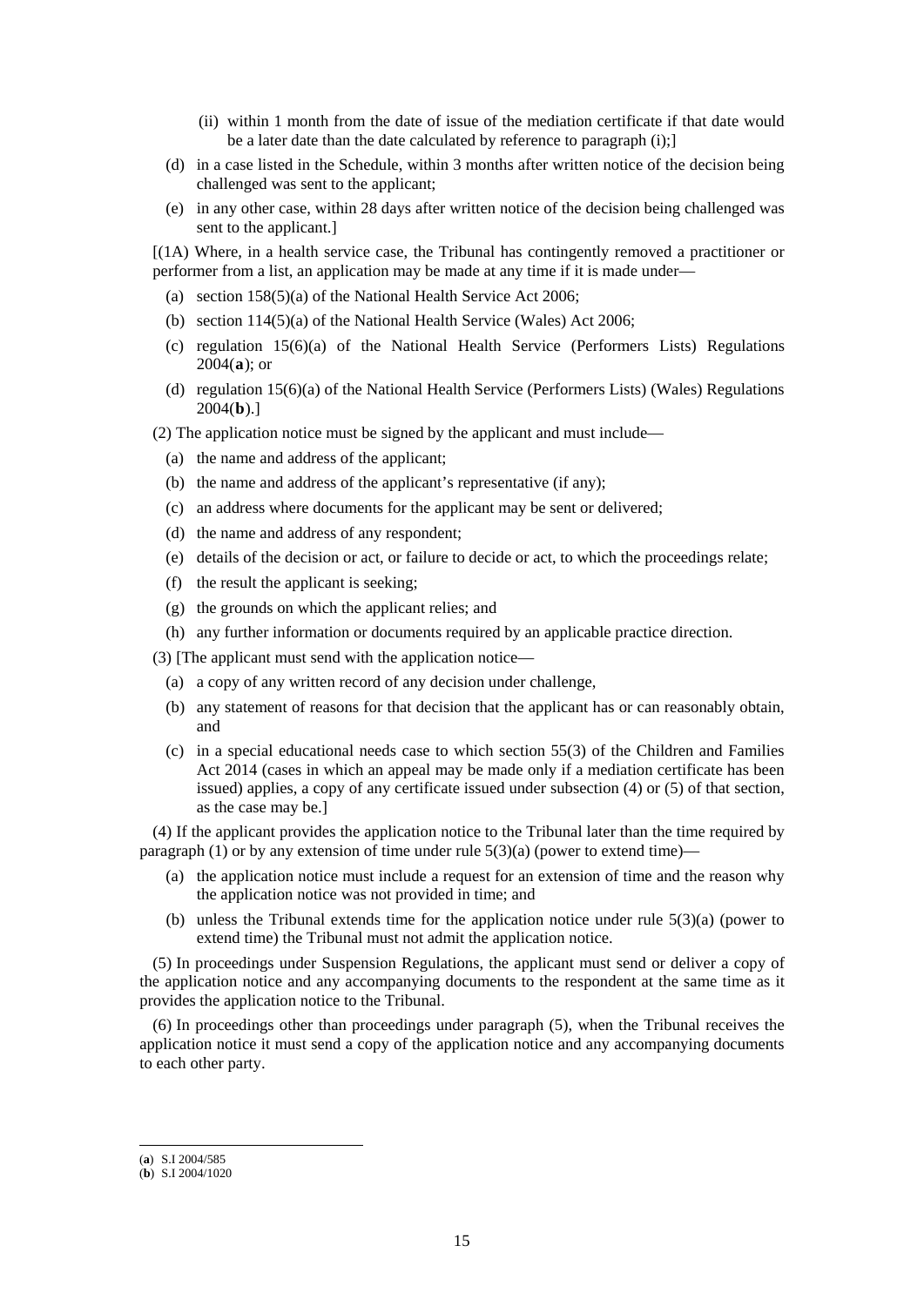(ii) within 1 month from the date of issue of the mediation certificate if that date would be a later date than the date calculated by reference to paragraph (i);]

(d) in a case listed in the Schedule, within 3 months after written notice of the decision being challenged was sent to the applicant;

(e) in any other case, within 28 days after written notice of the decision being challenged was sent to the applicant.]

[(1A) Where, in a health service case, the Tribunal has contingently removed a practitioner or performer from a list, an application may be made at any time if it is made under—

(a) section 158(5)(a) of the National Health Service Act 2006;

(b) section 114(5)(a) of the National Health Service (Wales) Act 2006;

(c) regulation 15(6)(a) of the National Health Service (Performers Lists) Regulations 2004(**a**); or

(d) regulation 15(6)(a) of the National Health Service (Performers Lists) (Wales) Regulations 2004(**b**).]

(2) The application notice must be signed by the applicant and must include—

(a) the name and address of the applicant;

(b) the name and address of the applicant's representative (if any);

(c) an address where documents for the applicant may be sent or delivered;

(d) the name and address of any respondent;

(e) details of the decision or act, or failure to decide or act, to which the proceedings relate;

(f) the result the applicant is seeking;

(g) the grounds on which the applicant relies; and

(h) any further information or documents required by an applicable practice direction.

(3) [The applicant must send with the application notice—

(a) a copy of any written record of any decision under challenge,

(b) any statement of reasons for that decision that the applicant has or can reasonably obtain, and

(c) in a special educational needs case to which section 55(3) of the Children and Families Act 2014 (cases in which an appeal may be made only if a mediation certificate has been issued) applies, a copy of any certificate issued under subsection (4) or (5) of that section, as the case may be.]

(4) If the applicant provides the application notice to the Tribunal later than the time required by paragraph (1) or by any extension of time under rule 5(3)(a) (power to extend time)—

(a) the application notice must include a request for an extension of time and the reason why the application notice was not provided in time; and

(b) unless the Tribunal extends time for the application notice under rule 5(3)(a) (power to extend time) the Tribunal must not admit the application notice.

(5) In proceedings under Suspension Regulations, the applicant must send or deliver a copy of the application notice and any accompanying documents to the respondent at the same time as it provides the application notice to the Tribunal.

(6) In proceedings other than proceedings under paragraph (5), when the Tribunal receives the application notice it must send a copy of the application notice and any accompanying documents to each other party.

---

(**a**) S.I 2004/585

(**b**) S.I 2004/1020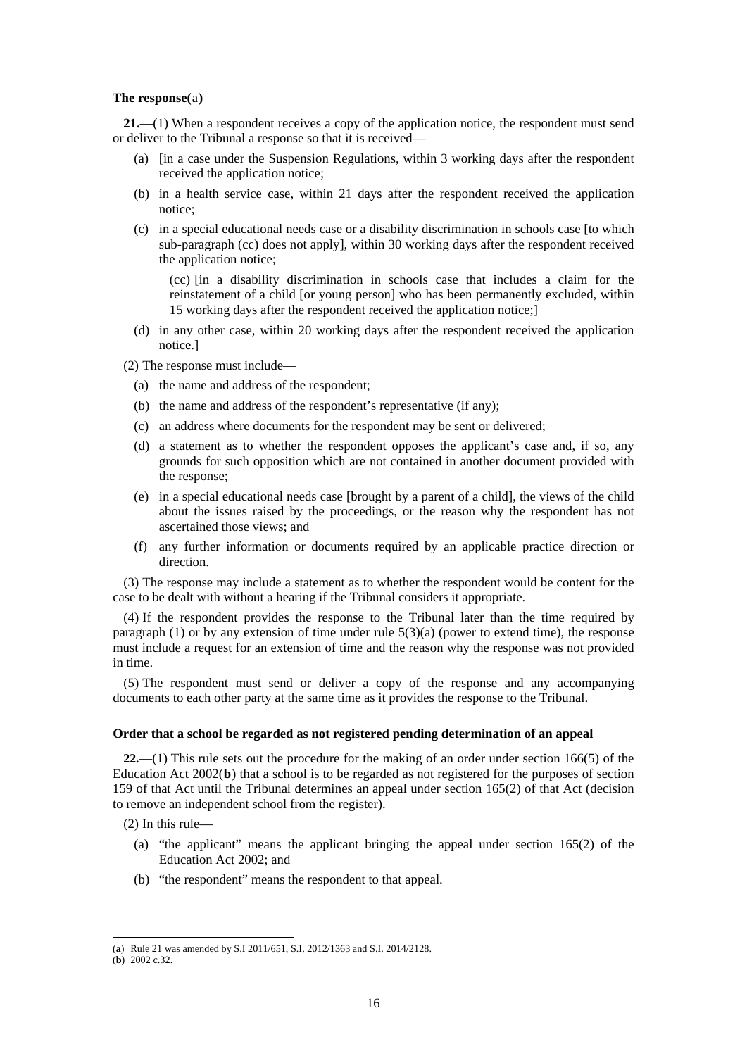**The response(a)**

**21.**—(1) When a respondent receives a copy of the application notice, the respondent must send or deliver to the Tribunal a response so that it is received—

- (a) [in a case under the Suspension Regulations, within 3 working days after the respondent received the application notice;
- (b) in a health service case, within 21 days after the respondent received the application notice;
- (c) in a special educational needs case or a disability discrimination in schools case [to which sub-paragraph (cc) does not apply], within 30 working days after the respondent received the application notice;

  (cc) [in a disability discrimination in schools case that includes a claim for the reinstatement of a child [or young person] who has been permanently excluded, within 15 working days after the respondent received the application notice;]
- (d) in any other case, within 20 working days after the respondent received the application notice.]

(2) The response must include—

- (a) the name and address of the respondent;
- (b) the name and address of the respondent's representative (if any);
- (c) an address where documents for the respondent may be sent or delivered;
- (d) a statement as to whether the respondent opposes the applicant's case and, if so, any grounds for such opposition which are not contained in another document provided with the response;
- (e) in a special educational needs case [brought by a parent of a child], the views of the child about the issues raised by the proceedings, or the reason why the respondent has not ascertained those views; and
- (f) any further information or documents required by an applicable practice direction or direction.

(3) The response may include a statement as to whether the respondent would be content for the case to be dealt with without a hearing if the Tribunal considers it appropriate.

(4) If the respondent provides the response to the Tribunal later than the time required by paragraph (1) or by any extension of time under rule 5(3)(a) (power to extend time), the response must include a request for an extension of time and the reason why the response was not provided in time.

(5) The respondent must send or deliver a copy of the response and any accompanying documents to each other party at the same time as it provides the response to the Tribunal.

**Order that a school be regarded as not registered pending determination of an appeal**

**22.**—(1) This rule sets out the procedure for the making of an order under section 166(5) of the Education Act 2002(**b**) that a school is to be regarded as not registered for the purposes of section 159 of that Act until the Tribunal determines an appeal under section 165(2) of that Act (decision to remove an independent school from the register).

(2) In this rule—

- (a) "the applicant" means the applicant bringing the appeal under section 165(2) of the Education Act 2002; and
- (b) "the respondent" means the respondent to that appeal.

---

(**a**) Rule 21 was amended by S.I 2011/651, S.I. 2012/1363 and S.I. 2014/2128.

(**b**) 2002 c.32.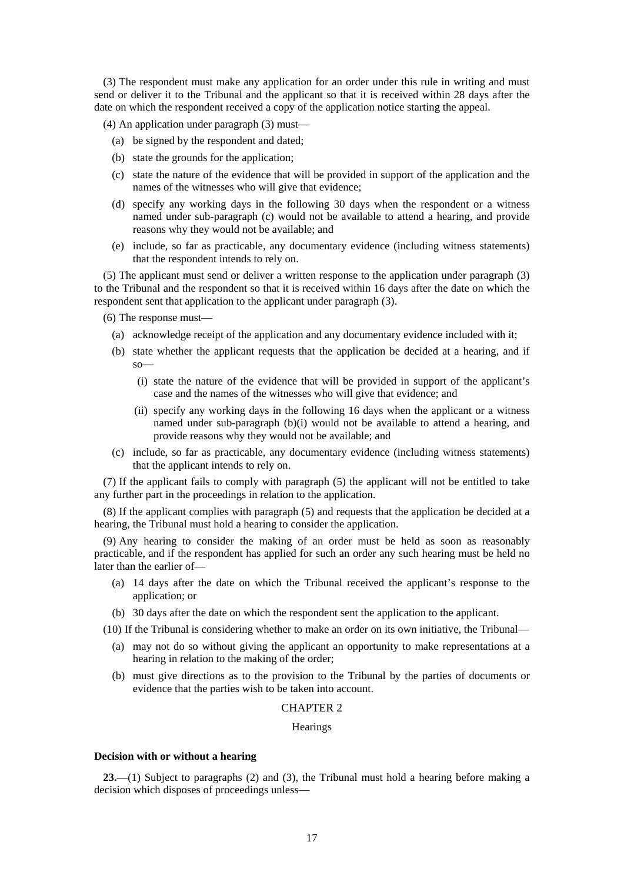(3) The respondent must make any application for an order under this rule in writing and must send or deliver it to the Tribunal and the applicant so that it is received within 28 days after the date on which the respondent received a copy of the application notice starting the appeal.

(4) An application under paragraph (3) must—

(a) be signed by the respondent and dated;

(b) state the grounds for the application;

(c) state the nature of the evidence that will be provided in support of the application and the names of the witnesses who will give that evidence;

(d) specify any working days in the following 30 days when the respondent or a witness named under sub-paragraph (c) would not be available to attend a hearing, and provide reasons why they would not be available; and

(e) include, so far as practicable, any documentary evidence (including witness statements) that the respondent intends to rely on.

(5) The applicant must send or deliver a written response to the application under paragraph (3) to the Tribunal and the respondent so that it is received within 16 days after the date on which the respondent sent that application to the applicant under paragraph (3).

(6) The response must—

(a) acknowledge receipt of the application and any documentary evidence included with it;

(b) state whether the applicant requests that the application be decided at a hearing, and if so—

(i) state the nature of the evidence that will be provided in support of the applicant's case and the names of the witnesses who will give that evidence; and

(ii) specify any working days in the following 16 days when the applicant or a witness named under sub-paragraph (b)(i) would not be available to attend a hearing, and provide reasons why they would not be available; and

(c) include, so far as practicable, any documentary evidence (including witness statements) that the applicant intends to rely on.

(7) If the applicant fails to comply with paragraph (5) the applicant will not be entitled to take any further part in the proceedings in relation to the application.

(8) If the applicant complies with paragraph (5) and requests that the application be decided at a hearing, the Tribunal must hold a hearing to consider the application.

(9) Any hearing to consider the making of an order must be held as soon as reasonably practicable, and if the respondent has applied for such an order any such hearing must be held no later than the earlier of—

(a) 14 days after the date on which the Tribunal received the applicant's response to the application; or

(b) 30 days after the date on which the respondent sent the application to the applicant.

(10) If the Tribunal is considering whether to make an order on its own initiative, the Tribunal—

(a) may not do so without giving the applicant an opportunity to make representations at a hearing in relation to the making of the order;

(b) must give directions as to the provision to the Tribunal by the parties of documents or evidence that the parties wish to be taken into account.

## CHAPTER 2

### Hearings

**Decision with or without a hearing**

**23.**—(1) Subject to paragraphs (2) and (3), the Tribunal must hold a hearing before making a decision which disposes of proceedings unless—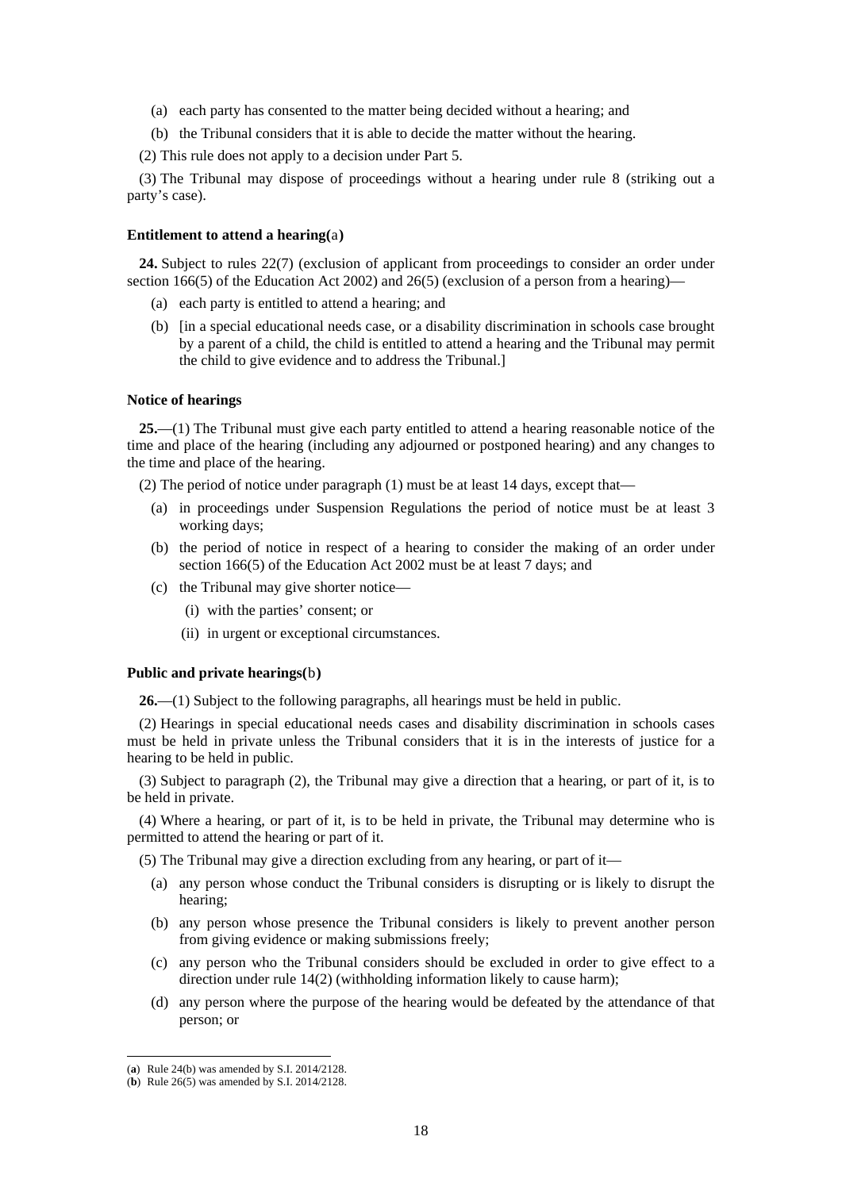(a) each party has consented to the matter being decided without a hearing; and

(b) the Tribunal considers that it is able to decide the matter without the hearing.

(2) This rule does not apply to a decision under Part 5.

(3) The Tribunal may dispose of proceedings without a hearing under rule 8 (striking out a party's case).

**Entitlement to attend a hearing(a)**

**24.** Subject to rules 22(7) (exclusion of applicant from proceedings to consider an order under section 166(5) of the Education Act 2002) and 26(5) (exclusion of a person from a hearing)—

(a) each party is entitled to attend a hearing; and

(b) [in a special educational needs case, or a disability discrimination in schools case brought by a parent of a child, the child is entitled to attend a hearing and the Tribunal may permit the child to give evidence and to address the Tribunal.]

**Notice of hearings**

**25.**—(1) The Tribunal must give each party entitled to attend a hearing reasonable notice of the time and place of the hearing (including any adjourned or postponed hearing) and any changes to the time and place of the hearing.

(2) The period of notice under paragraph (1) must be at least 14 days, except that—

(a) in proceedings under Suspension Regulations the period of notice must be at least 3 working days;

(b) the period of notice in respect of a hearing to consider the making of an order under section 166(5) of the Education Act 2002 must be at least 7 days; and

(c) the Tribunal may give shorter notice—

(i) with the parties' consent; or

(ii) in urgent or exceptional circumstances.

**Public and private hearings(b)**

**26.**—(1) Subject to the following paragraphs, all hearings must be held in public.

(2) Hearings in special educational needs cases and disability discrimination in schools cases must be held in private unless the Tribunal considers that it is in the interests of justice for a hearing to be held in public.

(3) Subject to paragraph (2), the Tribunal may give a direction that a hearing, or part of it, is to be held in private.

(4) Where a hearing, or part of it, is to be held in private, the Tribunal may determine who is permitted to attend the hearing or part of it.

(5) The Tribunal may give a direction excluding from any hearing, or part of it—

(a) any person whose conduct the Tribunal considers is disrupting or is likely to disrupt the hearing;

(b) any person whose presence the Tribunal considers is likely to prevent another person from giving evidence or making submissions freely;

(c) any person who the Tribunal considers should be excluded in order to give effect to a direction under rule 14(2) (withholding information likely to cause harm);

(d) any person where the purpose of the hearing would be defeated by the attendance of that person; or

(**a**) Rule 24(b) was amended by S.I. 2014/2128.

(**b**) Rule 26(5) was amended by S.I. 2014/2128.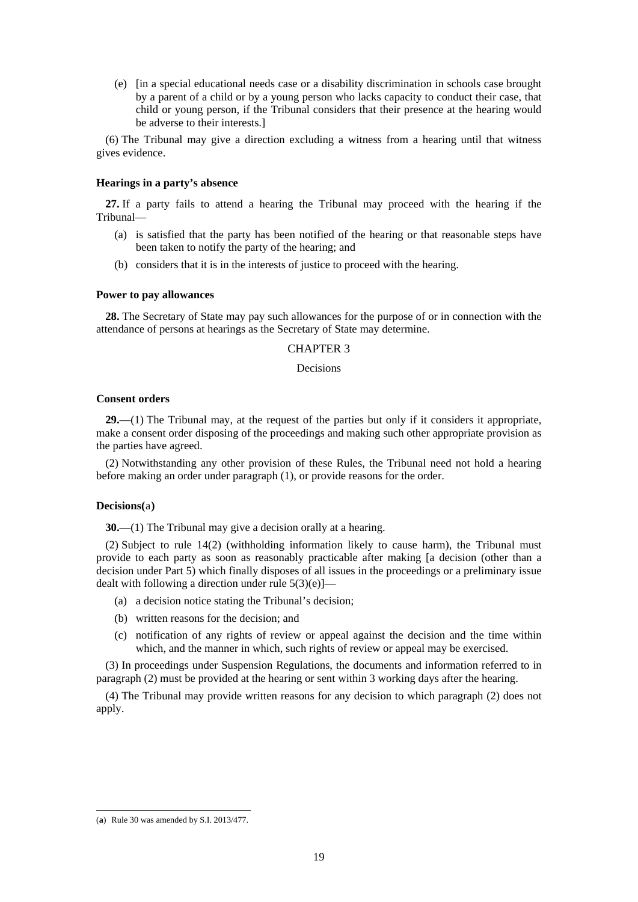(e) [in a special educational needs case or a disability discrimination in schools case brought by a parent of a child or by a young person who lacks capacity to conduct their case, that child or young person, if the Tribunal considers that their presence at the hearing would be adverse to their interests.]

(6) The Tribunal may give a direction excluding a witness from a hearing until that witness gives evidence.

**Hearings in a party's absence**

**27.** If a party fails to attend a hearing the Tribunal may proceed with the hearing if the Tribunal—

(a) is satisfied that the party has been notified of the hearing or that reasonable steps have been taken to notify the party of the hearing; and

(b) considers that it is in the interests of justice to proceed with the hearing.

**Power to pay allowances**

**28.** The Secretary of State may pay such allowances for the purpose of or in connection with the attendance of persons at hearings as the Secretary of State may determine.

CHAPTER 3

Decisions

**Consent orders**

**29.**—(1) The Tribunal may, at the request of the parties but only if it considers it appropriate, make a consent order disposing of the proceedings and making such other appropriate provision as the parties have agreed.

(2) Notwithstanding any other provision of these Rules, the Tribunal need not hold a hearing before making an order under paragraph (1), or provide reasons for the order.

**Decisions**(a)

**30.**—(1) The Tribunal may give a decision orally at a hearing.

(2) Subject to rule 14(2) (withholding information likely to cause harm), the Tribunal must provide to each party as soon as reasonably practicable after making [a decision (other than a decision under Part 5) which finally disposes of all issues in the proceedings or a preliminary issue dealt with following a direction under rule 5(3)(e)]—

(a) a decision notice stating the Tribunal's decision;

(b) written reasons for the decision; and

(c) notification of any rights of review or appeal against the decision and the time within which, and the manner in which, such rights of review or appeal may be exercised.

(3) In proceedings under Suspension Regulations, the documents and information referred to in paragraph (2) must be provided at the hearing or sent within 3 working days after the hearing.

(4) The Tribunal may provide written reasons for any decision to which paragraph (2) does not apply.

---

(**a**) Rule 30 was amended by S.I. 2013/477.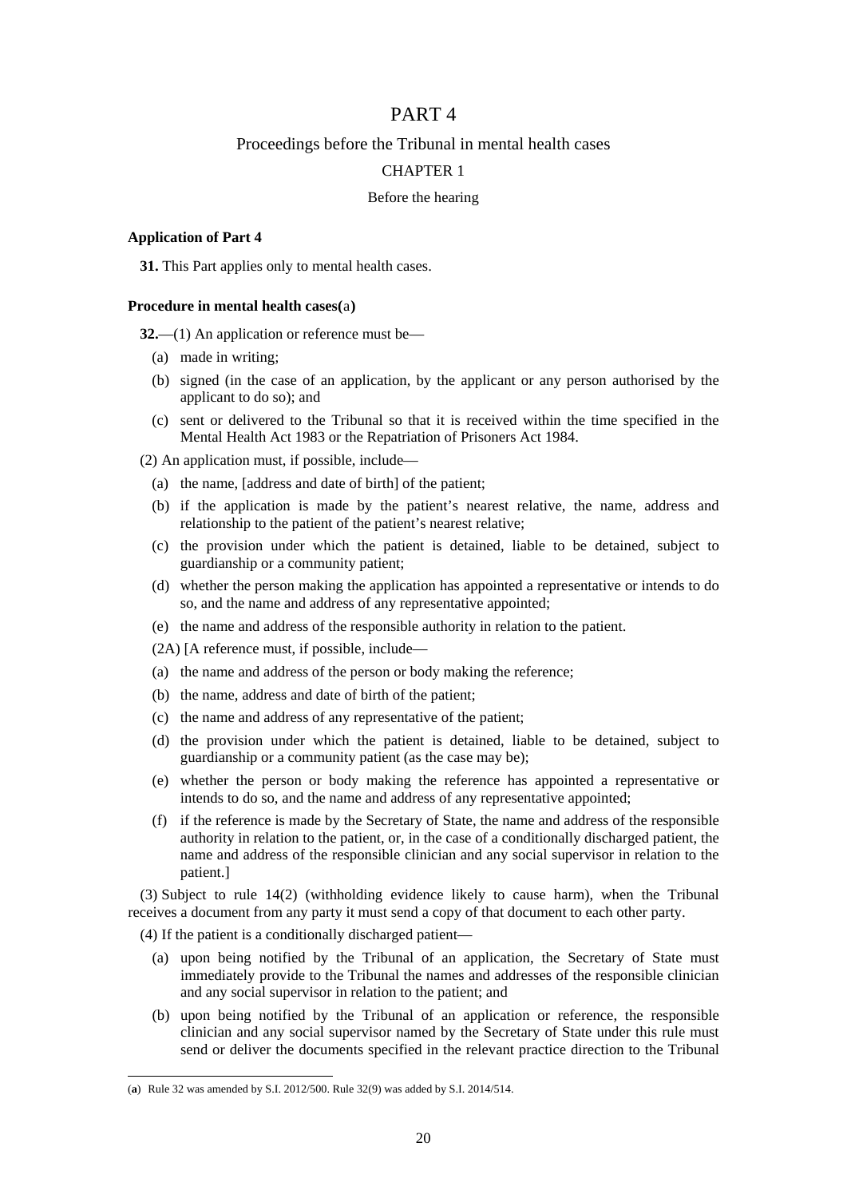# PART 4

## Proceedings before the Tribunal in mental health cases

### CHAPTER 1

#### Before the hearing

**Application of Part 4**

**31.** This Part applies only to mental health cases.

**Procedure in mental health cases(a)**

**32.**—(1) An application or reference must be—

(a) made in writing;

(b) signed (in the case of an application, by the applicant or any person authorised by the applicant to do so); and

(c) sent or delivered to the Tribunal so that it is received within the time specified in the Mental Health Act 1983 or the Repatriation of Prisoners Act 1984.

(2) An application must, if possible, include—

(a) the name, [address and date of birth] of the patient;

(b) if the application is made by the patient's nearest relative, the name, address and relationship to the patient of the patient's nearest relative;

(c) the provision under which the patient is detained, liable to be detained, subject to guardianship or a community patient;

(d) whether the person making the application has appointed a representative or intends to do so, and the name and address of any representative appointed;

(e) the name and address of the responsible authority in relation to the patient.

(2A) [A reference must, if possible, include—

(a) the name and address of the person or body making the reference;

(b) the name, address and date of birth of the patient;

(c) the name and address of any representative of the patient;

(d) the provision under which the patient is detained, liable to be detained, subject to guardianship or a community patient (as the case may be);

(e) whether the person or body making the reference has appointed a representative or intends to do so, and the name and address of any representative appointed;

(f) if the reference is made by the Secretary of State, the name and address of the responsible authority in relation to the patient, or, in the case of a conditionally discharged patient, the name and address of the responsible clinician and any social supervisor in relation to the patient.]

(3) Subject to rule 14(2) (withholding evidence likely to cause harm), when the Tribunal receives a document from any party it must send a copy of that document to each other party.

(4) If the patient is a conditionally discharged patient—

(a) upon being notified by the Tribunal of an application, the Secretary of State must immediately provide to the Tribunal the names and addresses of the responsible clinician and any social supervisor in relation to the patient; and

(b) upon being notified by the Tribunal of an application or reference, the responsible clinician and any social supervisor named by the Secretary of State under this rule must send or deliver the documents specified in the relevant practice direction to the Tribunal

(a) Rule 32 was amended by S.I. 2012/500. Rule 32(9) was added by S.I. 2014/514.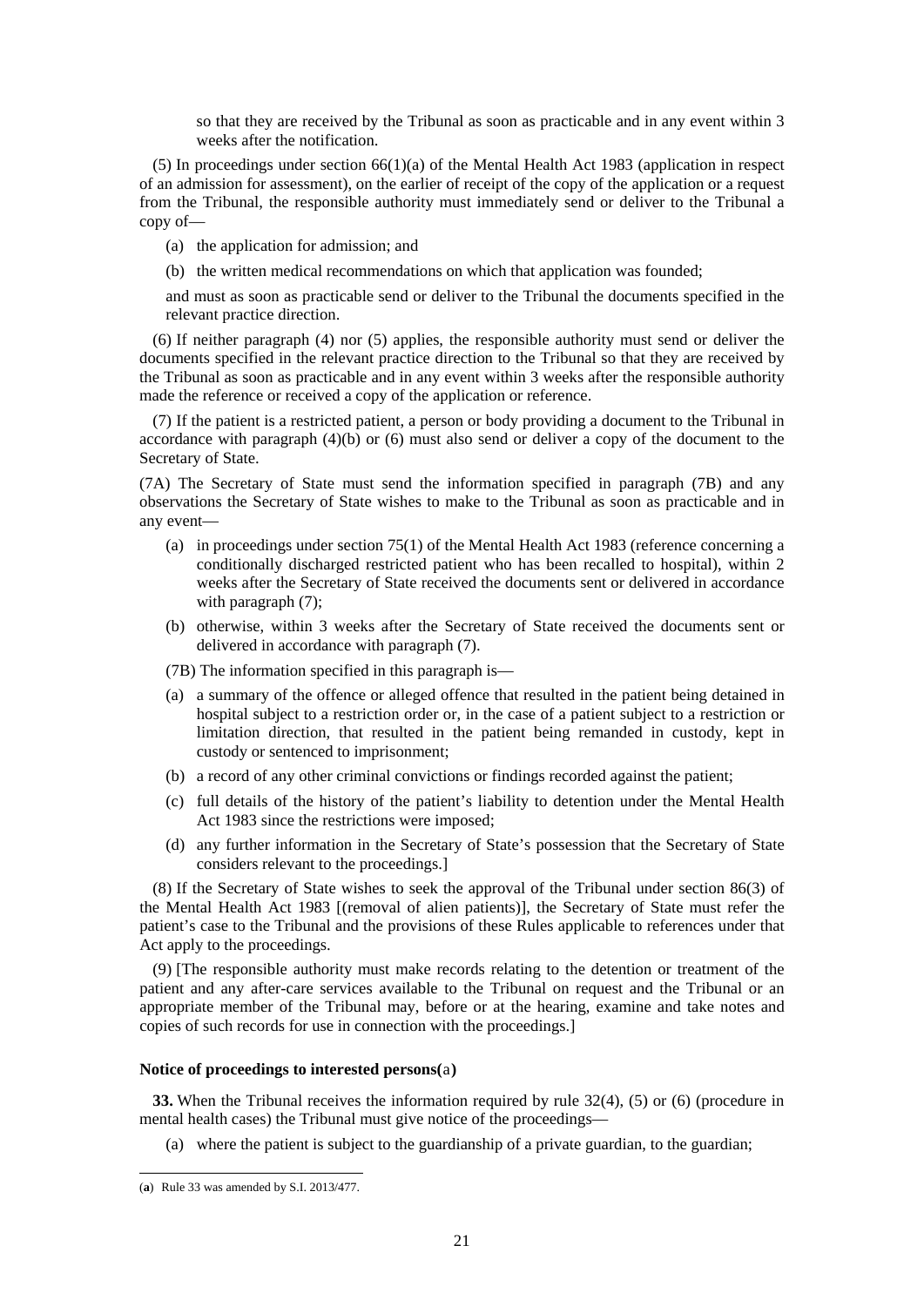so that they are received by the Tribunal as soon as practicable and in any event within 3 weeks after the notification.

(5) In proceedings under section 66(1)(a) of the Mental Health Act 1983 (application in respect of an admission for assessment), on the earlier of receipt of the copy of the application or a request from the Tribunal, the responsible authority must immediately send or deliver to the Tribunal a copy of—

- (a) the application for admission; and
- (b) the written medical recommendations on which that application was founded;

and must as soon as practicable send or deliver to the Tribunal the documents specified in the relevant practice direction.

(6) If neither paragraph (4) nor (5) applies, the responsible authority must send or deliver the documents specified in the relevant practice direction to the Tribunal so that they are received by the Tribunal as soon as practicable and in any event within 3 weeks after the responsible authority made the reference or received a copy of the application or reference.

(7) If the patient is a restricted patient, a person or body providing a document to the Tribunal in accordance with paragraph (4)(b) or (6) must also send or deliver a copy of the document to the Secretary of State.

(7A) The Secretary of State must send the information specified in paragraph (7B) and any observations the Secretary of State wishes to make to the Tribunal as soon as practicable and in any event—

- (a) in proceedings under section 75(1) of the Mental Health Act 1983 (reference concerning a conditionally discharged restricted patient who has been recalled to hospital), within 2 weeks after the Secretary of State received the documents sent or delivered in accordance with paragraph (7);
- (b) otherwise, within 3 weeks after the Secretary of State received the documents sent or delivered in accordance with paragraph (7).

(7B) The information specified in this paragraph is—

- (a) a summary of the offence or alleged offence that resulted in the patient being detained in hospital subject to a restriction order or, in the case of a patient subject to a restriction or limitation direction, that resulted in the patient being remanded in custody, kept in custody or sentenced to imprisonment;
- (b) a record of any other criminal convictions or findings recorded against the patient;
- (c) full details of the history of the patient's liability to detention under the Mental Health Act 1983 since the restrictions were imposed;
- (d) any further information in the Secretary of State's possession that the Secretary of State considers relevant to the proceedings.]

(8) If the Secretary of State wishes to seek the approval of the Tribunal under section 86(3) of the Mental Health Act 1983 [(removal of alien patients)], the Secretary of State must refer the patient's case to the Tribunal and the provisions of these Rules applicable to references under that Act apply to the proceedings.

(9) [The responsible authority must make records relating to the detention or treatment of the patient and any after-care services available to the Tribunal on request and the Tribunal or an appropriate member of the Tribunal may, before or at the hearing, examine and take notes and copies of such records for use in connection with the proceedings.]

**Notice of proceedings to interested persons(a)**

**33.** When the Tribunal receives the information required by rule 32(4), (5) or (6) (procedure in mental health cases) the Tribunal must give notice of the proceedings—

- (a) where the patient is subject to the guardianship of a private guardian, to the guardian;

(**a**) Rule 33 was amended by S.I. 2013/477.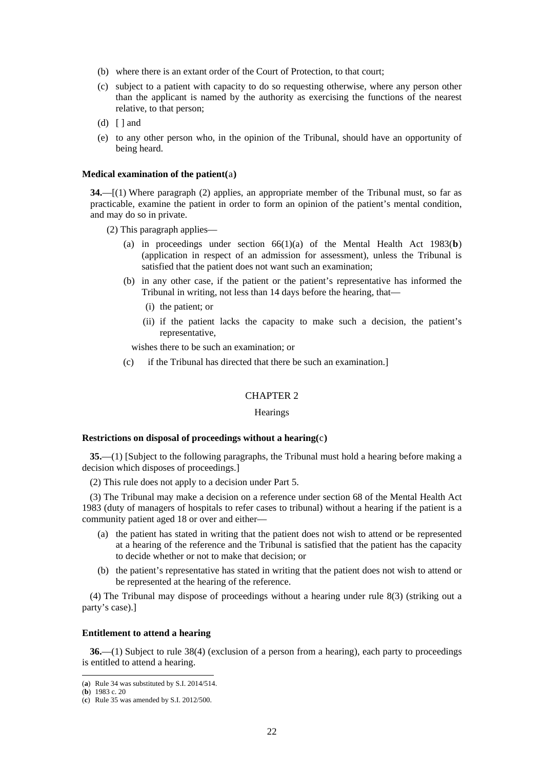(b) where there is an extant order of the Court of Protection, to that court;

(c) subject to a patient with capacity to do so requesting otherwise, where any person other than the applicant is named by the authority as exercising the functions of the nearest relative, to that person;

(d) [ ] and

(e) to any other person who, in the opinion of the Tribunal, should have an opportunity of being heard.

**Medical examination of the patient(a)**

**34.**—[(1) Where paragraph (2) applies, an appropriate member of the Tribunal must, so far as practicable, examine the patient in order to form an opinion of the patient's mental condition, and may do so in private.

(2) This paragraph applies—

(a) in proceedings under section 66(1)(a) of the Mental Health Act 1983(**b**) (application in respect of an admission for assessment), unless the Tribunal is satisfied that the patient does not want such an examination;

(b) in any other case, if the patient or the patient's representative has informed the Tribunal in writing, not less than 14 days before the hearing, that—

(i) the patient; or

(ii) if the patient lacks the capacity to make such a decision, the patient's representative,

wishes there to be such an examination; or

(c) if the Tribunal has directed that there be such an examination.]

CHAPTER 2

Hearings

**Restrictions on disposal of proceedings without a hearing(c)**

**35.**—(1) [Subject to the following paragraphs, the Tribunal must hold a hearing before making a decision which disposes of proceedings.]

(2) This rule does not apply to a decision under Part 5.

(3) The Tribunal may make a decision on a reference under section 68 of the Mental Health Act 1983 (duty of managers of hospitals to refer cases to tribunal) without a hearing if the patient is a community patient aged 18 or over and either—

(a) the patient has stated in writing that the patient does not wish to attend or be represented at a hearing of the reference and the Tribunal is satisfied that the patient has the capacity to decide whether or not to make that decision; or

(b) the patient's representative has stated in writing that the patient does not wish to attend or be represented at the hearing of the reference.

(4) The Tribunal may dispose of proceedings without a hearing under rule 8(3) (striking out a party's case).]

**Entitlement to attend a hearing**

**36.**—(1) Subject to rule 38(4) (exclusion of a person from a hearing), each party to proceedings is entitled to attend a hearing.

---

(**a**) Rule 34 was substituted by S.I. 2014/514.
(**b**) 1983 c. 20
(**c**) Rule 35 was amended by S.I. 2012/500.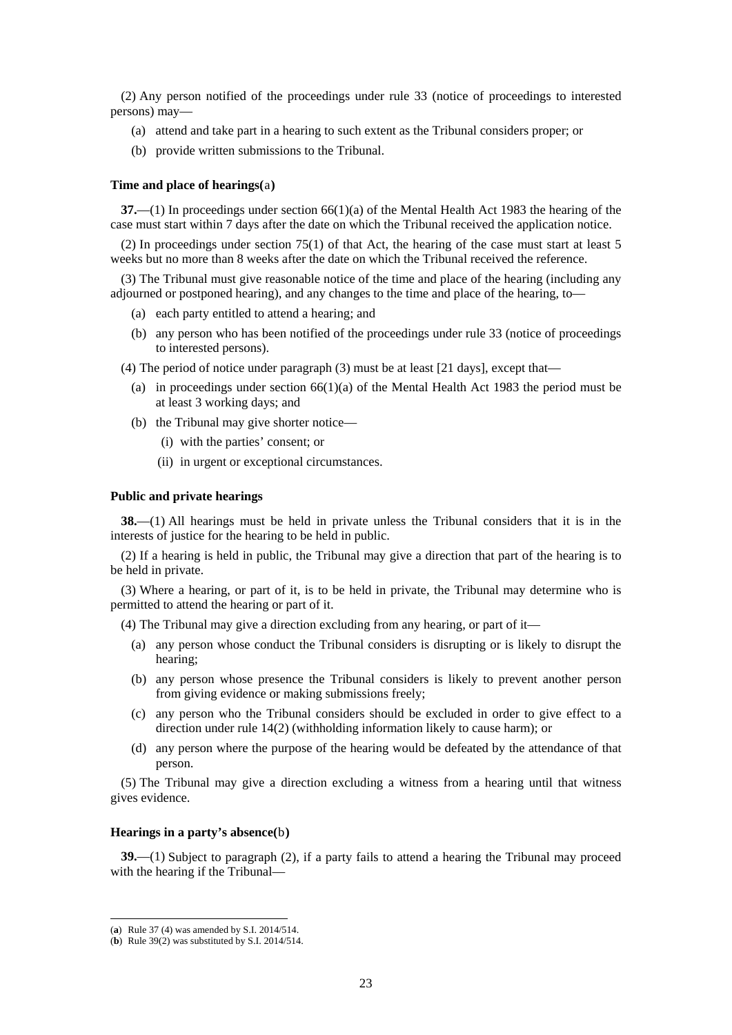(2) Any person notified of the proceedings under rule 33 (notice of proceedings to interested persons) may—

(a) attend and take part in a hearing to such extent as the Tribunal considers proper; or

(b) provide written submissions to the Tribunal.

**Time and place of hearings**(a)

**37.**—(1) In proceedings under section 66(1)(a) of the Mental Health Act 1983 the hearing of the case must start within 7 days after the date on which the Tribunal received the application notice.

(2) In proceedings under section 75(1) of that Act, the hearing of the case must start at least 5 weeks but no more than 8 weeks after the date on which the Tribunal received the reference.

(3) The Tribunal must give reasonable notice of the time and place of the hearing (including any adjourned or postponed hearing), and any changes to the time and place of the hearing, to—

(a) each party entitled to attend a hearing; and

(b) any person who has been notified of the proceedings under rule 33 (notice of proceedings to interested persons).

(4) The period of notice under paragraph (3) must be at least [21 days], except that—

(a) in proceedings under section 66(1)(a) of the Mental Health Act 1983 the period must be at least 3 working days; and

(b) the Tribunal may give shorter notice—

(i) with the parties' consent; or

(ii) in urgent or exceptional circumstances.

**Public and private hearings**

**38.**—(1) All hearings must be held in private unless the Tribunal considers that it is in the interests of justice for the hearing to be held in public.

(2) If a hearing is held in public, the Tribunal may give a direction that part of the hearing is to be held in private.

(3) Where a hearing, or part of it, is to be held in private, the Tribunal may determine who is permitted to attend the hearing or part of it.

(4) The Tribunal may give a direction excluding from any hearing, or part of it—

(a) any person whose conduct the Tribunal considers is disrupting or is likely to disrupt the hearing;

(b) any person whose presence the Tribunal considers is likely to prevent another person from giving evidence or making submissions freely;

(c) any person who the Tribunal considers should be excluded in order to give effect to a direction under rule 14(2) (withholding information likely to cause harm); or

(d) any person where the purpose of the hearing would be defeated by the attendance of that person.

(5) The Tribunal may give a direction excluding a witness from a hearing until that witness gives evidence.

**Hearings in a party's absence**(b)

**39.**—(1) Subject to paragraph (2), if a party fails to attend a hearing the Tribunal may proceed with the hearing if the Tribunal—

---

(**a**) Rule 37 (4) was amended by S.I. 2014/514.

(**b**) Rule 39(2) was substituted by S.I. 2014/514.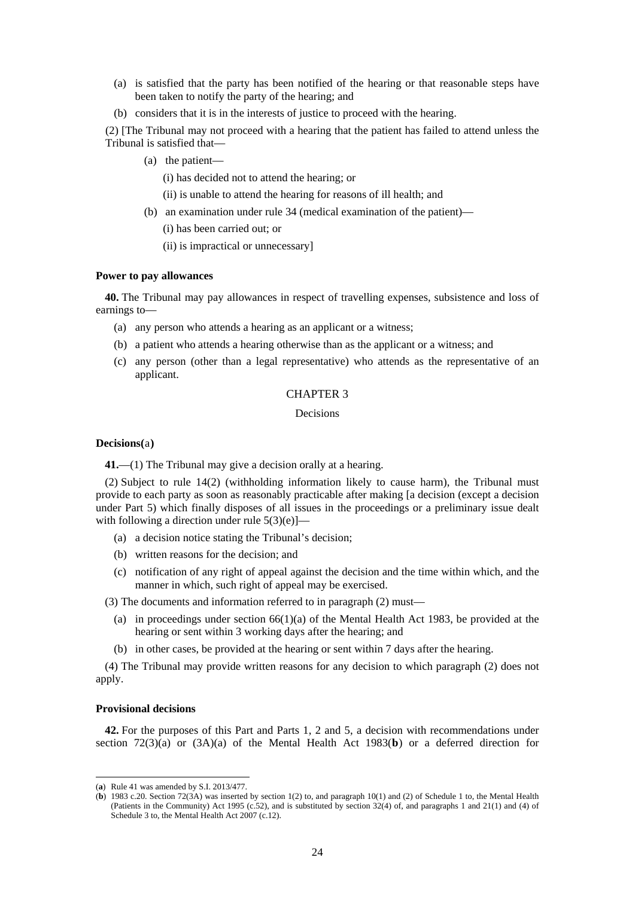(a) is satisfied that the party has been notified of the hearing or that reasonable steps have been taken to notify the party of the hearing; and

(b) considers that it is in the interests of justice to proceed with the hearing.

(2) [The Tribunal may not proceed with a hearing that the patient has failed to attend unless the Tribunal is satisfied that—

(a) the patient—

(i) has decided not to attend the hearing; or

(ii) is unable to attend the hearing for reasons of ill health; and

(b) an examination under rule 34 (medical examination of the patient)—

(i) has been carried out; or

(ii) is impractical or unnecessary]

**Power to pay allowances**

**40.** The Tribunal may pay allowances in respect of travelling expenses, subsistence and loss of earnings to—

(a) any person who attends a hearing as an applicant or a witness;

(b) a patient who attends a hearing otherwise than as the applicant or a witness; and

(c) any person (other than a legal representative) who attends as the representative of an applicant.

CHAPTER 3

Decisions

**Decisions**(a)

**41.**—(1) The Tribunal may give a decision orally at a hearing.

(2) Subject to rule 14(2) (withholding information likely to cause harm), the Tribunal must provide to each party as soon as reasonably practicable after making [a decision (except a decision under Part 5) which finally disposes of all issues in the proceedings or a preliminary issue dealt with following a direction under rule 5(3)(e)]—

(a) a decision notice stating the Tribunal's decision;

(b) written reasons for the decision; and

(c) notification of any right of appeal against the decision and the time within which, and the manner in which, such right of appeal may be exercised.

(3) The documents and information referred to in paragraph (2) must—

(a) in proceedings under section 66(1)(a) of the Mental Health Act 1983, be provided at the hearing or sent within 3 working days after the hearing; and

(b) in other cases, be provided at the hearing or sent within 7 days after the hearing.

(4) The Tribunal may provide written reasons for any decision to which paragraph (2) does not apply.

**Provisional decisions**

**42.** For the purposes of this Part and Parts 1, 2 and 5, a decision with recommendations under section 72(3)(a) or (3A)(a) of the Mental Health Act 1983(**b**) or a deferred direction for

---

(**a**) Rule 41 was amended by S.I. 2013/477.

(**b**) 1983 c.20. Section 72(3A) was inserted by section 1(2) to, and paragraph 10(1) and (2) of Schedule 1 to, the Mental Health (Patients in the Community) Act 1995 (c.52), and is substituted by section 32(4) of, and paragraphs 1 and 21(1) and (4) of Schedule 3 to, the Mental Health Act 2007 (c.12).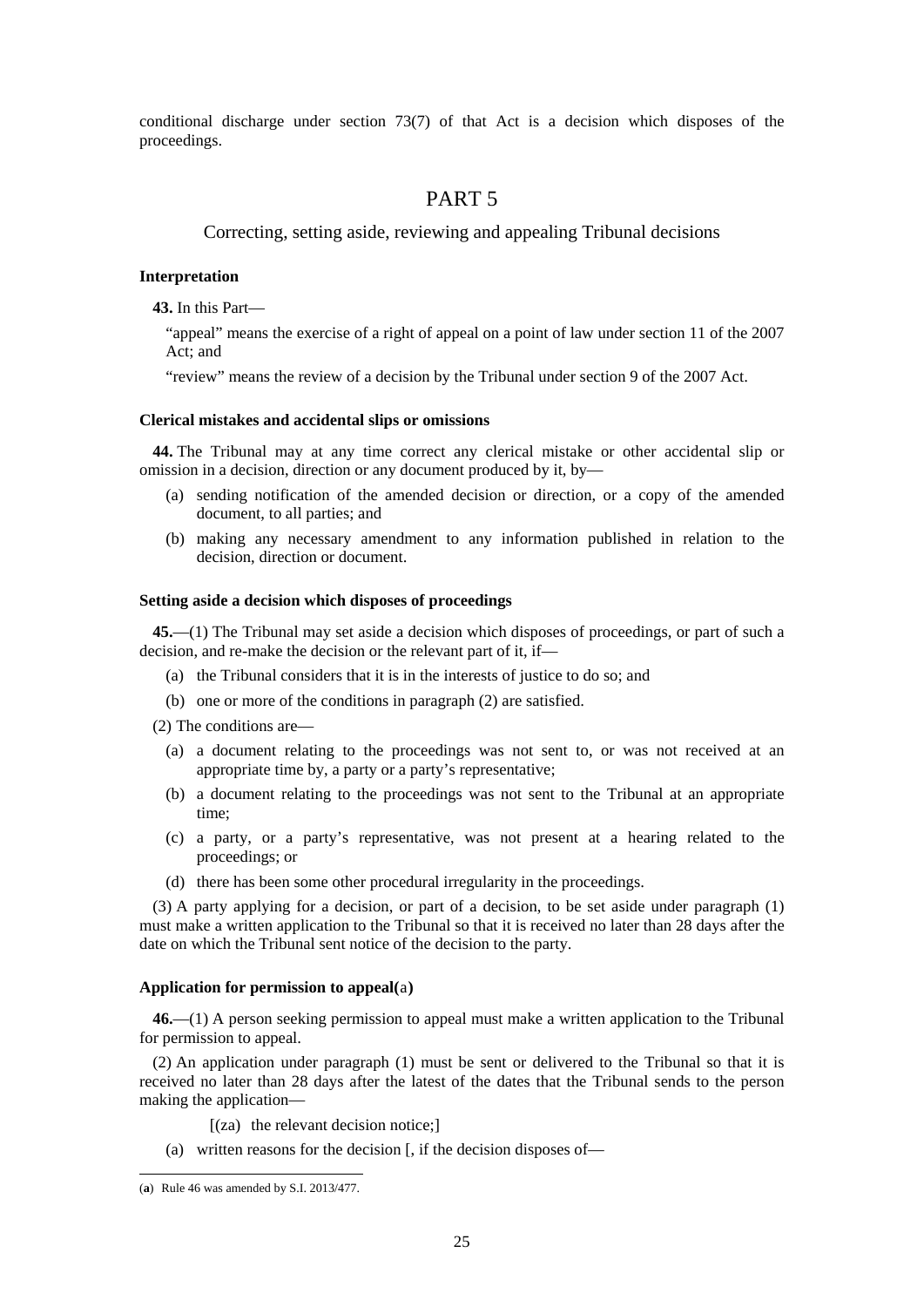conditional discharge under section 73(7) of that Act is a decision which disposes of the proceedings.

# PART 5

## Correcting, setting aside, reviewing and appealing Tribunal decisions

**Interpretation**

**43.** In this Part—

"appeal" means the exercise of a right of appeal on a point of law under section 11 of the 2007 Act; and

"review" means the review of a decision by the Tribunal under section 9 of the 2007 Act.

**Clerical mistakes and accidental slips or omissions**

**44.** The Tribunal may at any time correct any clerical mistake or other accidental slip or omission in a decision, direction or any document produced by it, by—

(a) sending notification of the amended decision or direction, or a copy of the amended document, to all parties; and

(b) making any necessary amendment to any information published in relation to the decision, direction or document.

**Setting aside a decision which disposes of proceedings**

**45.**—(1) The Tribunal may set aside a decision which disposes of proceedings, or part of such a decision, and re-make the decision or the relevant part of it, if—

(a) the Tribunal considers that it is in the interests of justice to do so; and

(b) one or more of the conditions in paragraph (2) are satisfied.

(2) The conditions are—

(a) a document relating to the proceedings was not sent to, or was not received at an appropriate time by, a party or a party's representative;

(b) a document relating to the proceedings was not sent to the Tribunal at an appropriate time;

(c) a party, or a party's representative, was not present at a hearing related to the proceedings; or

(d) there has been some other procedural irregularity in the proceedings.

(3) A party applying for a decision, or part of a decision, to be set aside under paragraph (1) must make a written application to the Tribunal so that it is received no later than 28 days after the date on which the Tribunal sent notice of the decision to the party.

**Application for permission to appeal**(a)

**46.**—(1) A person seeking permission to appeal must make a written application to the Tribunal for permission to appeal.

(2) An application under paragraph (1) must be sent or delivered to the Tribunal so that it is received no later than 28 days after the latest of the dates that the Tribunal sends to the person making the application—

[(za) the relevant decision notice;]

(a) written reasons for the decision [, if the decision disposes of—

(a) Rule 46 was amended by S.I. 2013/477.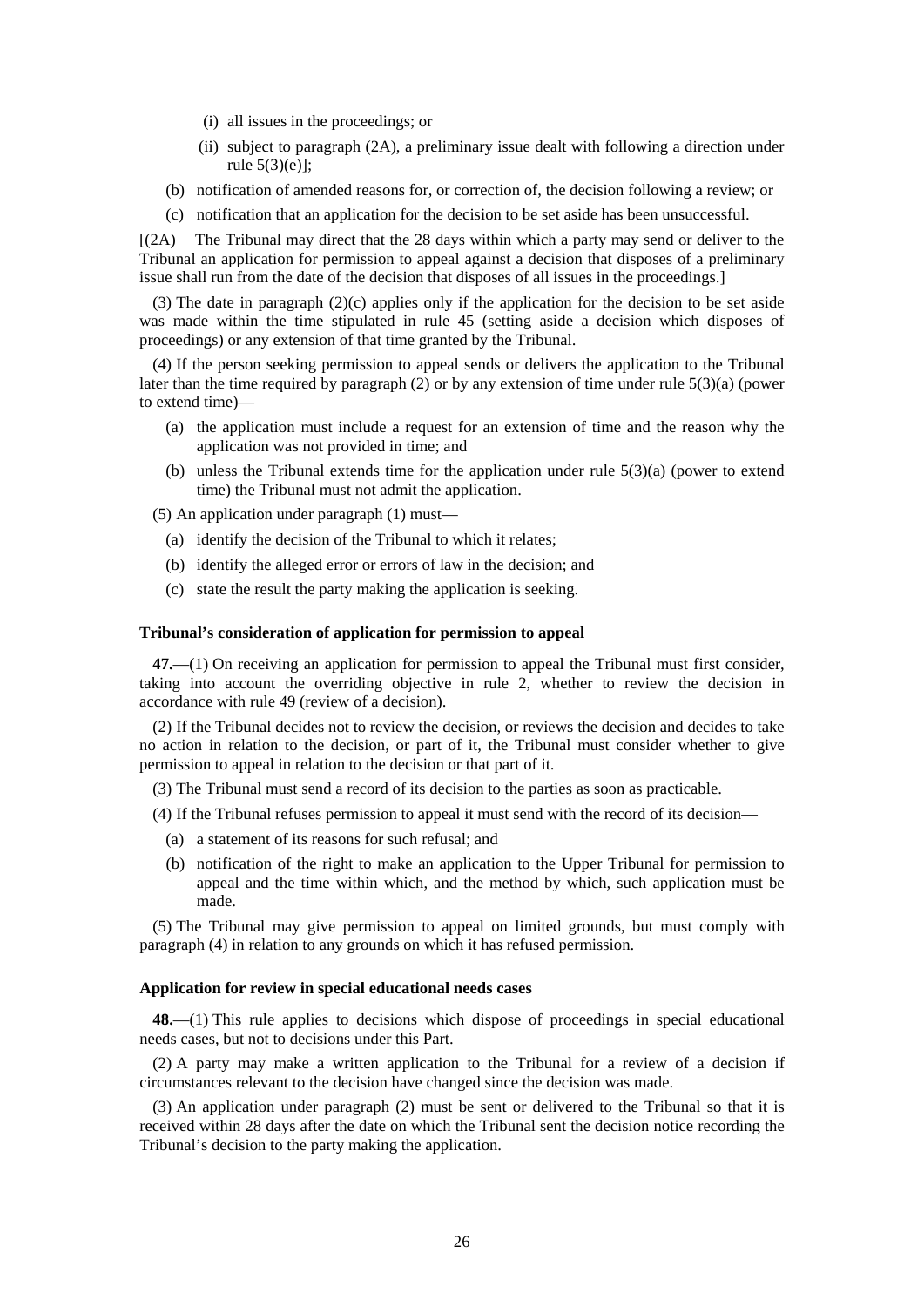(i) all issues in the proceedings; or

(ii) subject to paragraph (2A), a preliminary issue dealt with following a direction under rule 5(3)(e)];

(b) notification of amended reasons for, or correction of, the decision following a review; or

(c) notification that an application for the decision to be set aside has been unsuccessful.

[(2A) The Tribunal may direct that the 28 days within which a party may send or deliver to the Tribunal an application for permission to appeal against a decision that disposes of a preliminary issue shall run from the date of the decision that disposes of all issues in the proceedings.]

(3) The date in paragraph (2)(c) applies only if the application for the decision to be set aside was made within the time stipulated in rule 45 (setting aside a decision which disposes of proceedings) or any extension of that time granted by the Tribunal.

(4) If the person seeking permission to appeal sends or delivers the application to the Tribunal later than the time required by paragraph (2) or by any extension of time under rule 5(3)(a) (power to extend time)—

(a) the application must include a request for an extension of time and the reason why the application was not provided in time; and

(b) unless the Tribunal extends time for the application under rule 5(3)(a) (power to extend time) the Tribunal must not admit the application.

(5) An application under paragraph (1) must—

(a) identify the decision of the Tribunal to which it relates;

(b) identify the alleged error or errors of law in the decision; and

(c) state the result the party making the application is seeking.

**Tribunal's consideration of application for permission to appeal**

**47.**—(1) On receiving an application for permission to appeal the Tribunal must first consider, taking into account the overriding objective in rule 2, whether to review the decision in accordance with rule 49 (review of a decision).

(2) If the Tribunal decides not to review the decision, or reviews the decision and decides to take no action in relation to the decision, or part of it, the Tribunal must consider whether to give permission to appeal in relation to the decision or that part of it.

(3) The Tribunal must send a record of its decision to the parties as soon as practicable.

(4) If the Tribunal refuses permission to appeal it must send with the record of its decision—

(a) a statement of its reasons for such refusal; and

(b) notification of the right to make an application to the Upper Tribunal for permission to appeal and the time within which, and the method by which, such application must be made.

(5) The Tribunal may give permission to appeal on limited grounds, but must comply with paragraph (4) in relation to any grounds on which it has refused permission.

**Application for review in special educational needs cases**

**48.**—(1) This rule applies to decisions which dispose of proceedings in special educational needs cases, but not to decisions under this Part.

(2) A party may make a written application to the Tribunal for a review of a decision if circumstances relevant to the decision have changed since the decision was made.

(3) An application under paragraph (2) must be sent or delivered to the Tribunal so that it is received within 28 days after the date on which the Tribunal sent the decision notice recording the Tribunal's decision to the party making the application.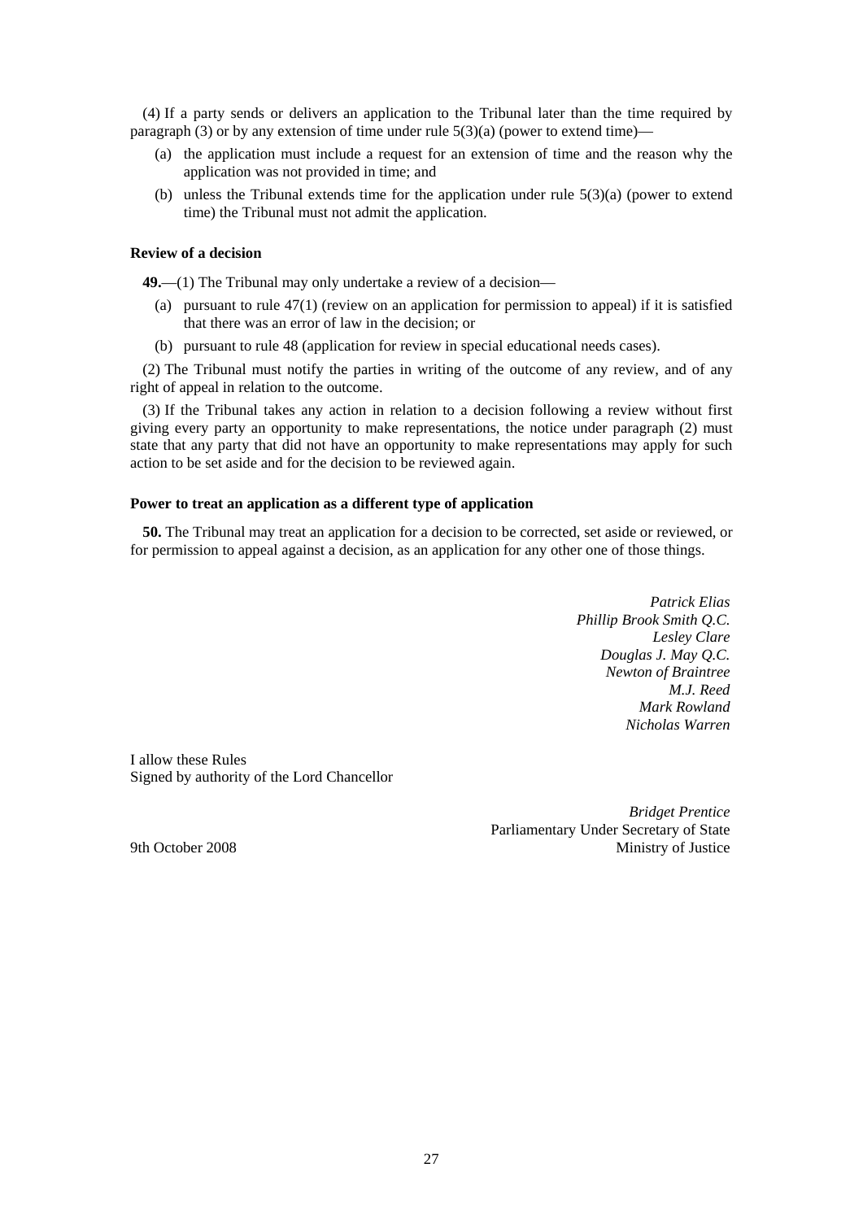(4) If a party sends or delivers an application to the Tribunal later than the time required by paragraph (3) or by any extension of time under rule 5(3)(a) (power to extend time)—

(a) the application must include a request for an extension of time and the reason why the application was not provided in time; and

(b) unless the Tribunal extends time for the application under rule 5(3)(a) (power to extend time) the Tribunal must not admit the application.

**Review of a decision**

**49.**—(1) The Tribunal may only undertake a review of a decision—

(a) pursuant to rule 47(1) (review on an application for permission to appeal) if it is satisfied that there was an error of law in the decision; or

(b) pursuant to rule 48 (application for review in special educational needs cases).

(2) The Tribunal must notify the parties in writing of the outcome of any review, and of any right of appeal in relation to the outcome.

(3) If the Tribunal takes any action in relation to a decision following a review without first giving every party an opportunity to make representations, the notice under paragraph (2) must state that any party that did not have an opportunity to make representations may apply for such action to be set aside and for the decision to be reviewed again.

**Power to treat an application as a different type of application**

**50.** The Tribunal may treat an application for a decision to be corrected, set aside or reviewed, or for permission to appeal against a decision, as an application for any other one of those things.

*Patrick Elias*
*Phillip Brook Smith Q.C.*
*Lesley Clare*
*Douglas J. May Q.C.*
*Newton of Braintree*
*M.J. Reed*
*Mark Rowland*
*Nicholas Warren*

I allow these Rules
Signed by authority of the Lord Chancellor

*Bridget Prentice*
Parliamentary Under Secretary of State
Ministry of Justice

9th October 2008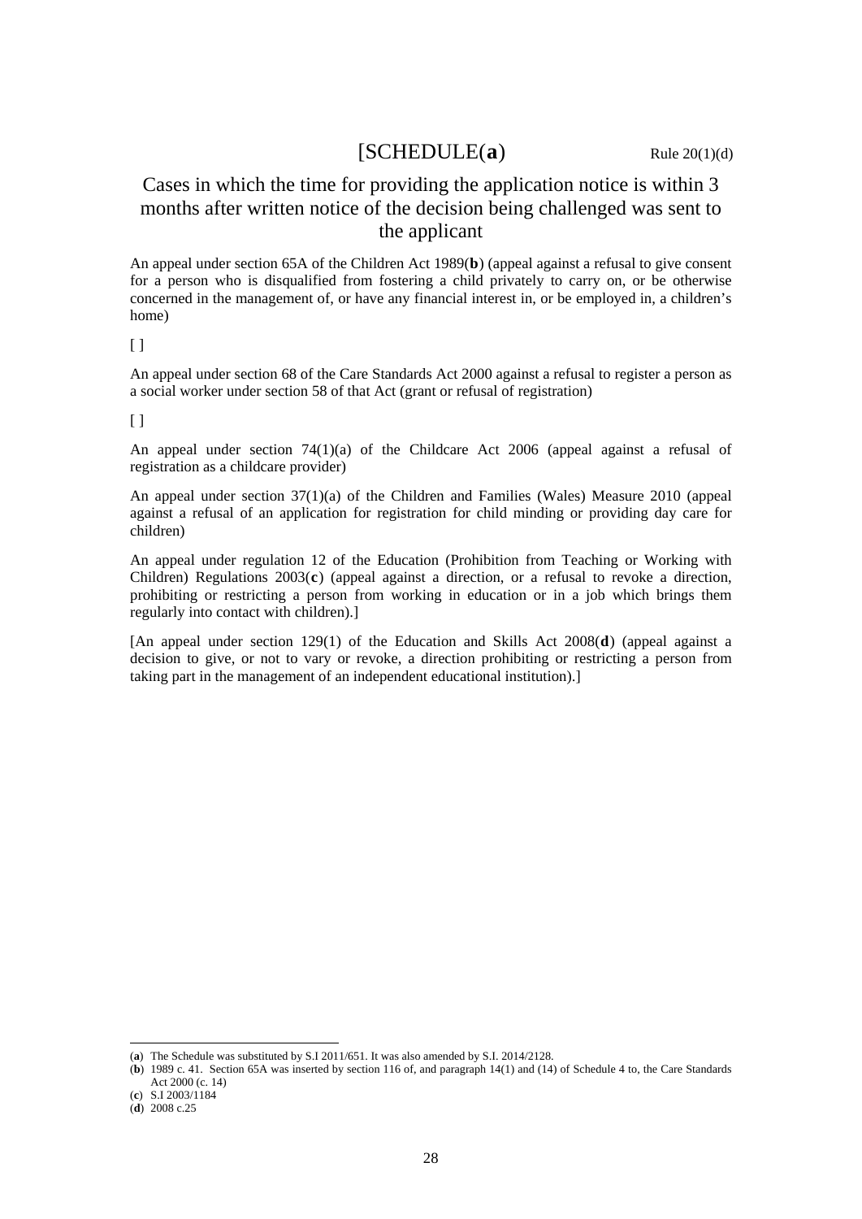# [SCHEDULE(**a**) Rule 20(1)(d)

## Cases in which the time for providing the application notice is within 3 months after written notice of the decision being challenged was sent to the applicant

An appeal under section 65A of the Children Act 1989(**b**) (appeal against a refusal to give consent for a person who is disqualified from fostering a child privately to carry on, or be otherwise concerned in the management of, or have any financial interest in, or be employed in, a children's home)

[ ]

An appeal under section 68 of the Care Standards Act 2000 against a refusal to register a person as a social worker under section 58 of that Act (grant or refusal of registration)

[ ]

An appeal under section 74(1)(a) of the Childcare Act 2006 (appeal against a refusal of registration as a childcare provider)

An appeal under section 37(1)(a) of the Children and Families (Wales) Measure 2010 (appeal against a refusal of an application for registration for child minding or providing day care for children)

An appeal under regulation 12 of the Education (Prohibition from Teaching or Working with Children) Regulations 2003(**c**) (appeal against a direction, or a refusal to revoke a direction, prohibiting or restricting a person from working in education or in a job which brings them regularly into contact with children).]

[An appeal under section 129(1) of the Education and Skills Act 2008(**d**) (appeal against a decision to give, or not to vary or revoke, a direction prohibiting or restricting a person from taking part in the management of an independent educational institution).]

---

(**a**) The Schedule was substituted by S.I 2011/651. It was also amended by S.I. 2014/2128.

(**b**) 1989 c. 41. Section 65A was inserted by section 116 of, and paragraph 14(1) and (14) of Schedule 4 to, the Care Standards Act 2000 (c. 14)

(**c**) S.I 2003/1184

(**d**) 2008 c.25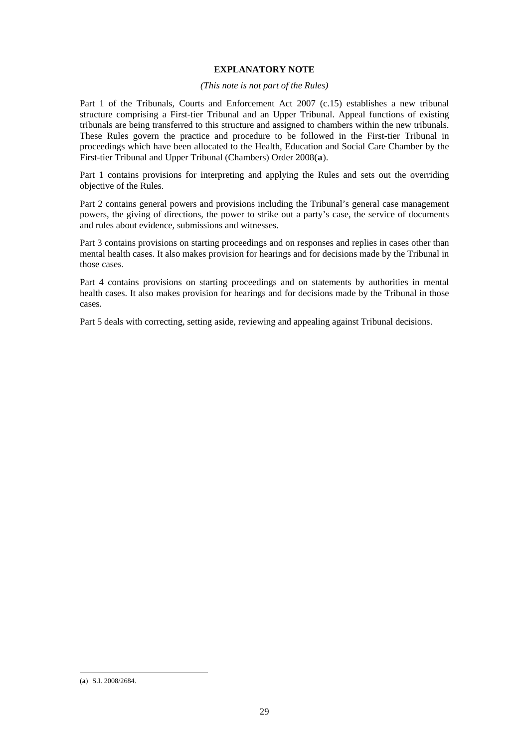**EXPLANATORY NOTE**

*(This note is not part of the Rules)*

Part 1 of the Tribunals, Courts and Enforcement Act 2007 (c.15) establishes a new tribunal structure comprising a First-tier Tribunal and an Upper Tribunal. Appeal functions of existing tribunals are being transferred to this structure and assigned to chambers within the new tribunals. These Rules govern the practice and procedure to be followed in the First-tier Tribunal in proceedings which have been allocated to the Health, Education and Social Care Chamber by the First-tier Tribunal and Upper Tribunal (Chambers) Order 2008([a]).

Part 1 contains provisions for interpreting and applying the Rules and sets out the overriding objective of the Rules.

Part 2 contains general powers and provisions including the Tribunal's general case management powers, the giving of directions, the power to strike out a party's case, the service of documents and rules about evidence, submissions and witnesses.

Part 3 contains provisions on starting proceedings and on responses and replies in cases other than mental health cases. It also makes provision for hearings and for decisions made by the Tribunal in those cases.

Part 4 contains provisions on starting proceedings and on statements by authorities in mental health cases. It also makes provision for hearings and for decisions made by the Tribunal in those cases.

Part 5 deals with correcting, setting aside, reviewing and appealing against Tribunal decisions.

---

(**a**) S.I. 2008/2684.